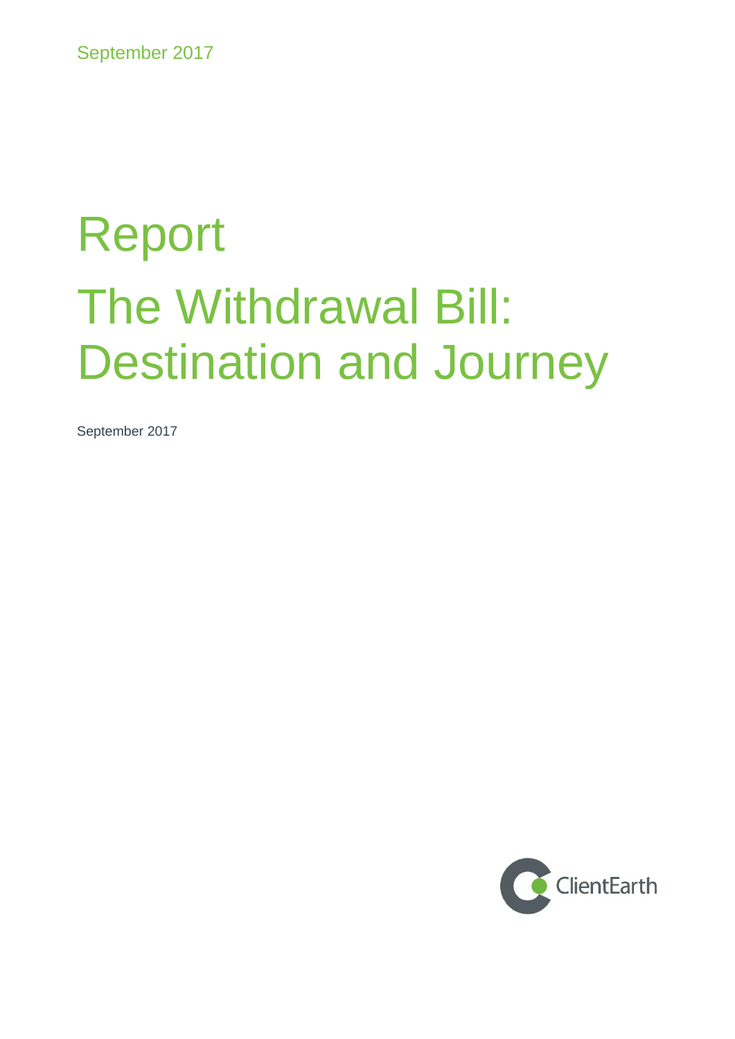September 2017

# Report
# The Withdrawal Bill: Destination and Journey

September 2017

ClientEarth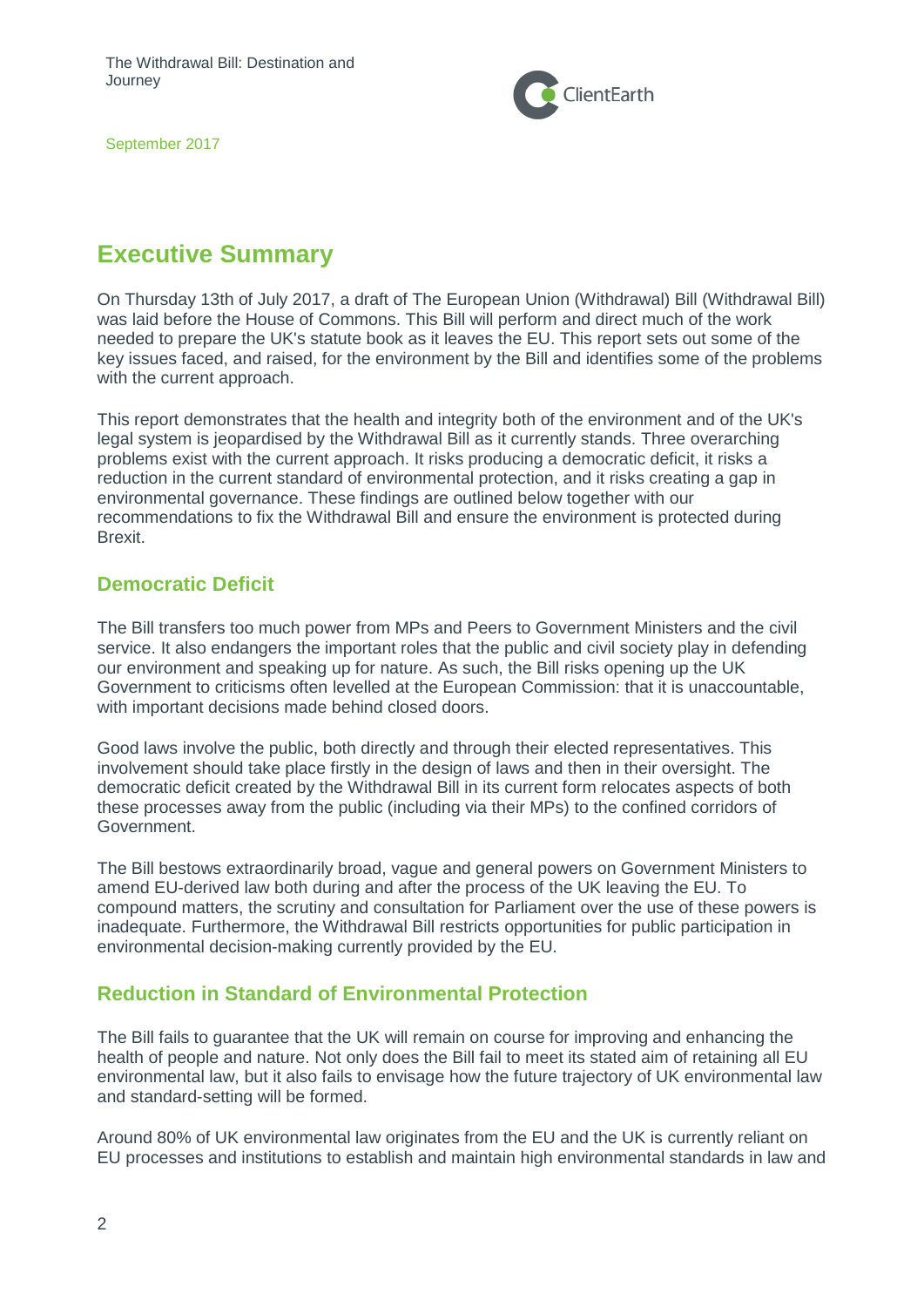# Executive Summary

On Thursday 13th of July 2017, a draft of The European Union (Withdrawal) Bill (Withdrawal Bill) was laid before the House of Commons. This Bill will perform and direct much of the work needed to prepare the UK's statute book as it leaves the EU. This report sets out some of the key issues faced, and raised, for the environment by the Bill and identifies some of the problems with the current approach.

This report demonstrates that the health and integrity both of the environment and of the UK's legal system is jeopardised by the Withdrawal Bill as it currently stands. Three overarching problems exist with the current approach. It risks producing a democratic deficit, it risks a reduction in the current standard of environmental protection, and it risks creating a gap in environmental governance. These findings are outlined below together with our recommendations to fix the Withdrawal Bill and ensure the environment is protected during Brexit.

## Democratic Deficit

The Bill transfers too much power from MPs and Peers to Government Ministers and the civil service. It also endangers the important roles that the public and civil society play in defending our environment and speaking up for nature. As such, the Bill risks opening up the UK Government to criticisms often levelled at the European Commission: that it is unaccountable, with important decisions made behind closed doors.

Good laws involve the public, both directly and through their elected representatives. This involvement should take place firstly in the design of laws and then in their oversight. The democratic deficit created by the Withdrawal Bill in its current form relocates aspects of both these processes away from the public (including via their MPs) to the confined corridors of Government.

The Bill bestows extraordinarily broad, vague and general powers on Government Ministers to amend EU-derived law both during and after the process of the UK leaving the EU. To compound matters, the scrutiny and consultation for Parliament over the use of these powers is inadequate. Furthermore, the Withdrawal Bill restricts opportunities for public participation in environmental decision-making currently provided by the EU.

## Reduction in Standard of Environmental Protection

The Bill fails to guarantee that the UK will remain on course for improving and enhancing the health of people and nature. Not only does the Bill fail to meet its stated aim of retaining all EU environmental law, but it also fails to envisage how the future trajectory of UK environmental law and standard-setting will be formed.

Around 80% of UK environmental law originates from the EU and the UK is currently reliant on EU processes and institutions to establish and maintain high environmental standards in law and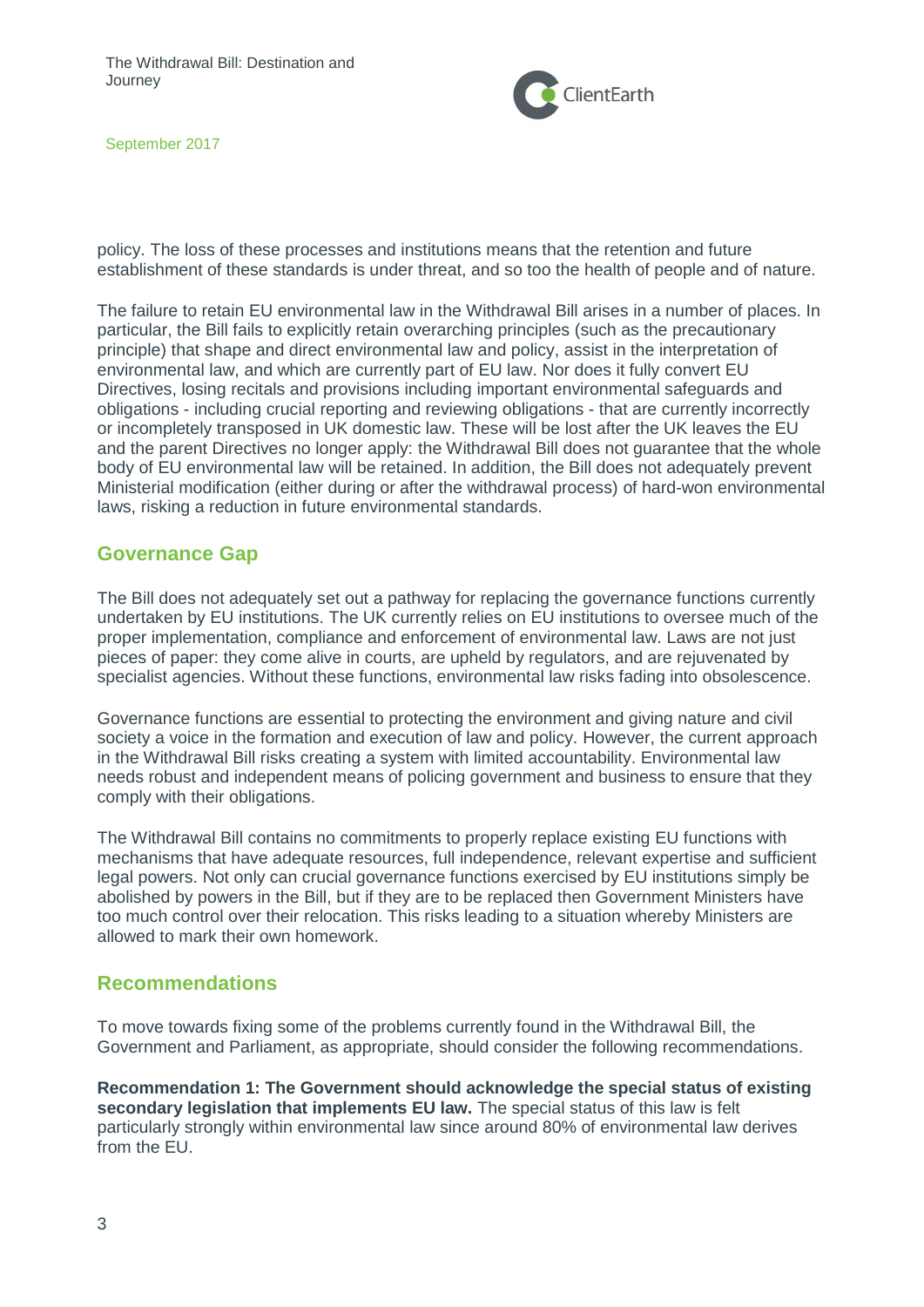policy. The loss of these processes and institutions means that the retention and future establishment of these standards is under threat, and so too the health of people and of nature.

The failure to retain EU environmental law in the Withdrawal Bill arises in a number of places. In particular, the Bill fails to explicitly retain overarching principles (such as the precautionary principle) that shape and direct environmental law and policy, assist in the interpretation of environmental law, and which are currently part of EU law. Nor does it fully convert EU Directives, losing recitals and provisions including important environmental safeguards and obligations - including crucial reporting and reviewing obligations - that are currently incorrectly or incompletely transposed in UK domestic law. These will be lost after the UK leaves the EU and the parent Directives no longer apply: the Withdrawal Bill does not guarantee that the whole body of EU environmental law will be retained. In addition, the Bill does not adequately prevent Ministerial modification (either during or after the withdrawal process) of hard-won environmental laws, risking a reduction in future environmental standards.

## Governance Gap

The Bill does not adequately set out a pathway for replacing the governance functions currently undertaken by EU institutions. The UK currently relies on EU institutions to oversee much of the proper implementation, compliance and enforcement of environmental law. Laws are not just pieces of paper: they come alive in courts, are upheld by regulators, and are rejuvenated by specialist agencies. Without these functions, environmental law risks fading into obsolescence.

Governance functions are essential to protecting the environment and giving nature and civil society a voice in the formation and execution of law and policy. However, the current approach in the Withdrawal Bill risks creating a system with limited accountability. Environmental law needs robust and independent means of policing government and business to ensure that they comply with their obligations.

The Withdrawal Bill contains no commitments to properly replace existing EU functions with mechanisms that have adequate resources, full independence, relevant expertise and sufficient legal powers. Not only can crucial governance functions exercised by EU institutions simply be abolished by powers in the Bill, but if they are to be replaced then Government Ministers have too much control over their relocation. This risks leading to a situation whereby Ministers are allowed to mark their own homework.

## Recommendations

To move towards fixing some of the problems currently found in the Withdrawal Bill, the Government and Parliament, as appropriate, should consider the following recommendations.

**Recommendation 1: The Government should acknowledge the special status of existing secondary legislation that implements EU law.** The special status of this law is felt particularly strongly within environmental law since around 80% of environmental law derives from the EU.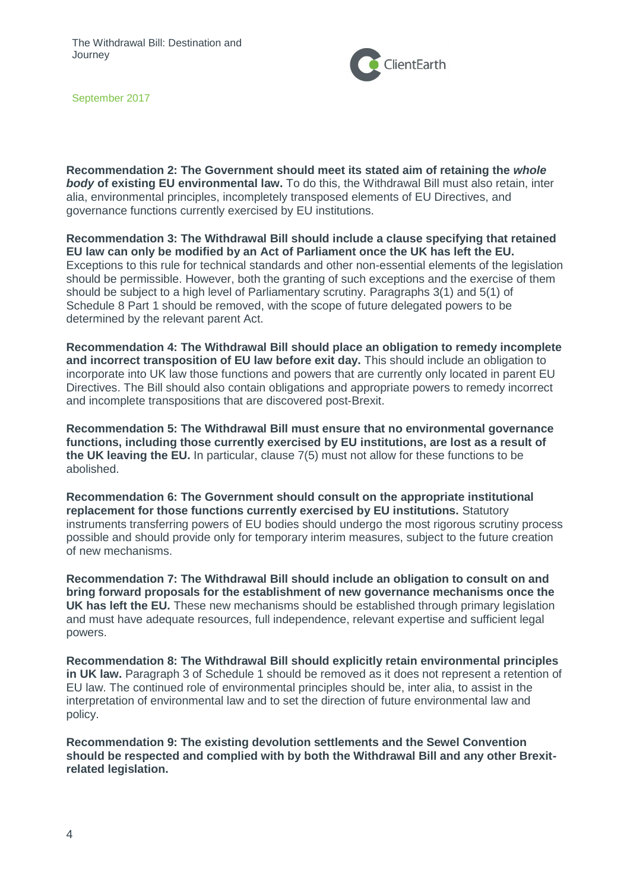**Recommendation 2: The Government should meet its stated aim of retaining the *whole body* of existing EU environmental law.** To do this, the Withdrawal Bill must also retain, inter alia, environmental principles, incompletely transposed elements of EU Directives, and governance functions currently exercised by EU institutions.

**Recommendation 3: The Withdrawal Bill should include a clause specifying that retained EU law can only be modified by an Act of Parliament once the UK has left the EU.** Exceptions to this rule for technical standards and other non-essential elements of the legislation should be permissible. However, both the granting of such exceptions and the exercise of them should be subject to a high level of Parliamentary scrutiny. Paragraphs 3(1) and 5(1) of Schedule 8 Part 1 should be removed, with the scope of future delegated powers to be determined by the relevant parent Act.

**Recommendation 4: The Withdrawal Bill should place an obligation to remedy incomplete and incorrect transposition of EU law before exit day.** This should include an obligation to incorporate into UK law those functions and powers that are currently only located in parent EU Directives. The Bill should also contain obligations and appropriate powers to remedy incorrect and incomplete transpositions that are discovered post-Brexit.

**Recommendation 5: The Withdrawal Bill must ensure that no environmental governance functions, including those currently exercised by EU institutions, are lost as a result of the UK leaving the EU.** In particular, clause 7(5) must not allow for these functions to be abolished.

**Recommendation 6: The Government should consult on the appropriate institutional replacement for those functions currently exercised by EU institutions.** Statutory instruments transferring powers of EU bodies should undergo the most rigorous scrutiny process possible and should provide only for temporary interim measures, subject to the future creation of new mechanisms.

**Recommendation 7: The Withdrawal Bill should include an obligation to consult on and bring forward proposals for the establishment of new governance mechanisms once the UK has left the EU.** These new mechanisms should be established through primary legislation and must have adequate resources, full independence, relevant expertise and sufficient legal powers.

**Recommendation 8: The Withdrawal Bill should explicitly retain environmental principles in UK law.** Paragraph 3 of Schedule 1 should be removed as it does not represent a retention of EU law. The continued role of environmental principles should be, inter alia, to assist in the interpretation of environmental law and to set the direction of future environmental law and policy.

**Recommendation 9: The existing devolution settlements and the Sewel Convention should be respected and complied with by both the Withdrawal Bill and any other Brexit-related legislation.**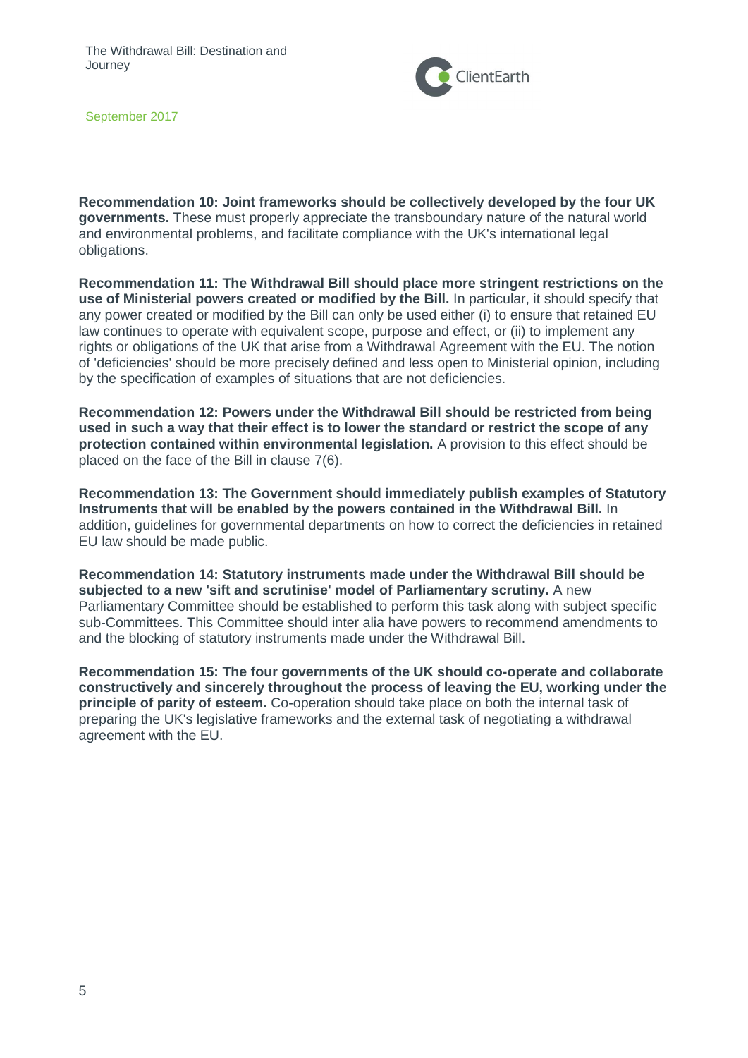**Recommendation 10: Joint frameworks should be collectively developed by the four UK governments.** These must properly appreciate the transboundary nature of the natural world and environmental problems, and facilitate compliance with the UK's international legal obligations.

**Recommendation 11: The Withdrawal Bill should place more stringent restrictions on the use of Ministerial powers created or modified by the Bill.** In particular, it should specify that any power created or modified by the Bill can only be used either (i) to ensure that retained EU law continues to operate with equivalent scope, purpose and effect, or (ii) to implement any rights or obligations of the UK that arise from a Withdrawal Agreement with the EU. The notion of 'deficiencies' should be more precisely defined and less open to Ministerial opinion, including by the specification of examples of situations that are not deficiencies.

**Recommendation 12: Powers under the Withdrawal Bill should be restricted from being used in such a way that their effect is to lower the standard or restrict the scope of any protection contained within environmental legislation.** A provision to this effect should be placed on the face of the Bill in clause 7(6).

**Recommendation 13: The Government should immediately publish examples of Statutory Instruments that will be enabled by the powers contained in the Withdrawal Bill.** In addition, guidelines for governmental departments on how to correct the deficiencies in retained EU law should be made public.

**Recommendation 14: Statutory instruments made under the Withdrawal Bill should be subjected to a new 'sift and scrutinise' model of Parliamentary scrutiny.** A new Parliamentary Committee should be established to perform this task along with subject specific sub-Committees. This Committee should inter alia have powers to recommend amendments to and the blocking of statutory instruments made under the Withdrawal Bill.

**Recommendation 15: The four governments of the UK should co-operate and collaborate constructively and sincerely throughout the process of leaving the EU, working under the principle of parity of esteem.** Co-operation should take place on both the internal task of preparing the UK's legislative frameworks and the external task of negotiating a withdrawal agreement with the EU.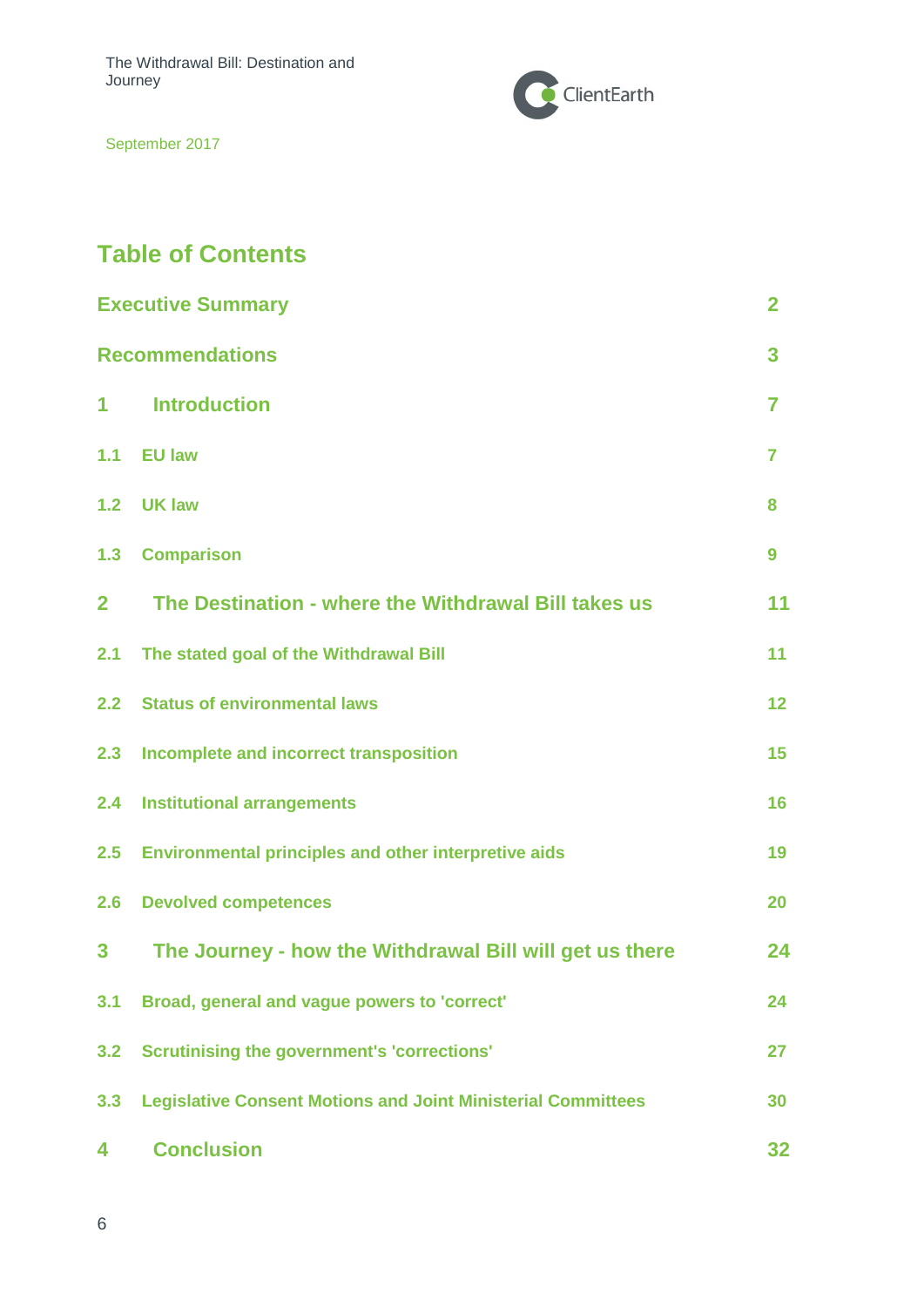# Table of Contents

| | | |
|---|---|---|
| **Executive Summary** | | 2 |
| **Recommendations** | | 3 |
| **1** | **Introduction** | 7 |
| 1.1 | EU law | 7 |
| 1.2 | UK law | 8 |
| 1.3 | Comparison | 9 |
| **2** | **The Destination - where the Withdrawal Bill takes us** | 11 |
| 2.1 | The stated goal of the Withdrawal Bill | 11 |
| 2.2 | Status of environmental laws | 12 |
| 2.3 | Incomplete and incorrect transposition | 15 |
| 2.4 | Institutional arrangements | 16 |
| 2.5 | Environmental principles and other interpretive aids | 19 |
| 2.6 | Devolved competences | 20 |
| **3** | **The Journey - how the Withdrawal Bill will get us there** | 24 |
| 3.1 | Broad, general and vague powers to 'correct' | 24 |
| 3.2 | Scrutinising the government's 'corrections' | 27 |
| 3.3 | Legislative Consent Motions and Joint Ministerial Committees | 30 |
| **4** | **Conclusion** | 32 |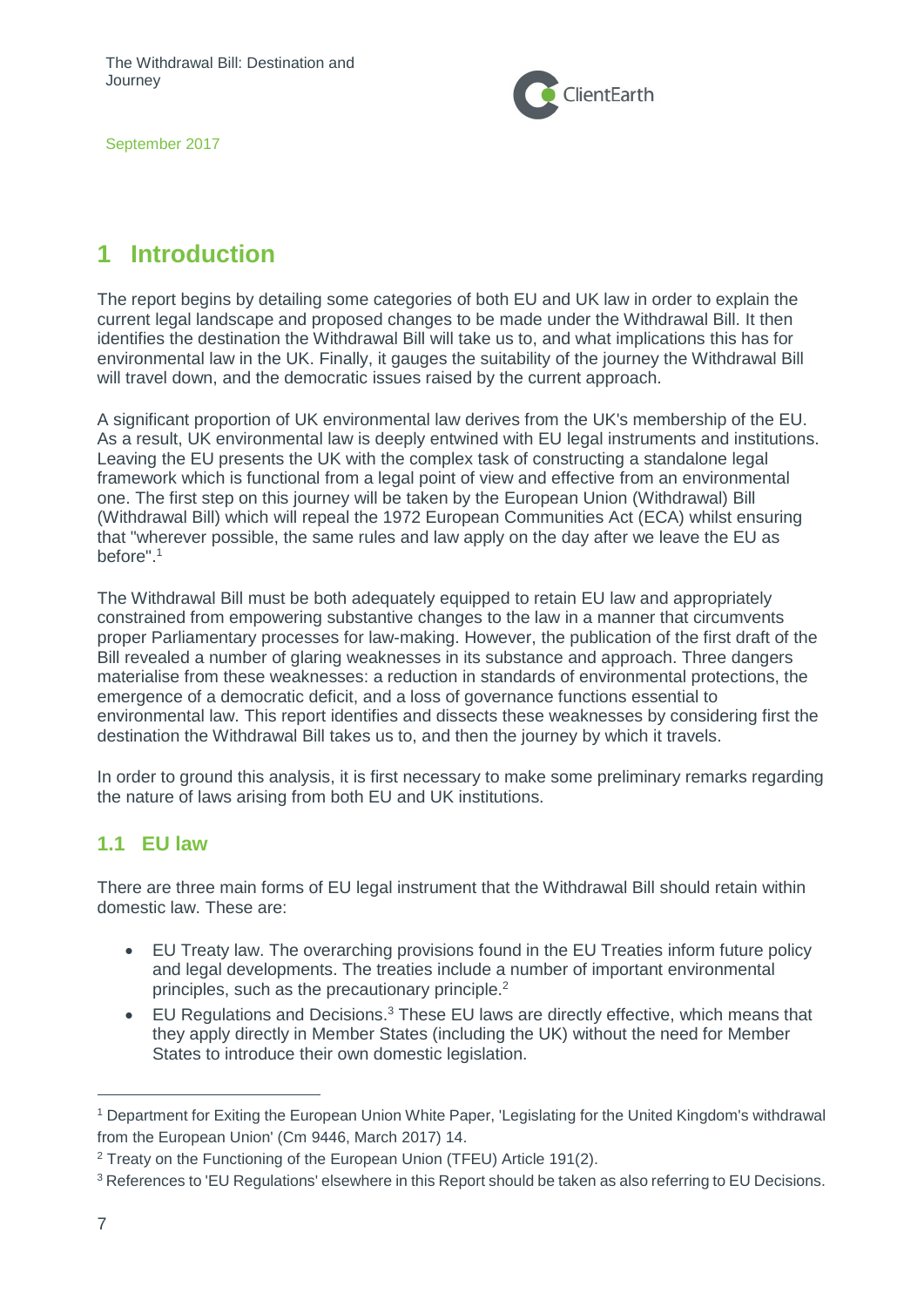# 1 Introduction

The report begins by detailing some categories of both EU and UK law in order to explain the current legal landscape and proposed changes to be made under the Withdrawal Bill. It then identifies the destination the Withdrawal Bill will take us to, and what implications this has for environmental law in the UK. Finally, it gauges the suitability of the journey the Withdrawal Bill will travel down, and the democratic issues raised by the current approach.

A significant proportion of UK environmental law derives from the UK's membership of the EU. As a result, UK environmental law is deeply entwined with EU legal instruments and institutions. Leaving the EU presents the UK with the complex task of constructing a standalone legal framework which is functional from a legal point of view and effective from an environmental one. The first step on this journey will be taken by the European Union (Withdrawal) Bill (Withdrawal Bill) which will repeal the 1972 European Communities Act (ECA) whilst ensuring that "wherever possible, the same rules and law apply on the day after we leave the EU as before".[1]

The Withdrawal Bill must be both adequately equipped to retain EU law and appropriately constrained from empowering substantive changes to the law in a manner that circumvents proper Parliamentary processes for law-making. However, the publication of the first draft of the Bill revealed a number of glaring weaknesses in its substance and approach. Three dangers materialise from these weaknesses: a reduction in standards of environmental protections, the emergence of a democratic deficit, and a loss of governance functions essential to environmental law. This report identifies and dissects these weaknesses by considering first the destination the Withdrawal Bill takes us to, and then the journey by which it travels.

In order to ground this analysis, it is first necessary to make some preliminary remarks regarding the nature of laws arising from both EU and UK institutions.

## 1.1 EU law

There are three main forms of EU legal instrument that the Withdrawal Bill should retain within domestic law. These are:

- EU Treaty law. The overarching provisions found in the EU Treaties inform future policy and legal developments. The treaties include a number of important environmental principles, such as the precautionary principle.[2]
- EU Regulations and Decisions.[3] These EU laws are directly effective, which means that they apply directly in Member States (including the UK) without the need for Member States to introduce their own domestic legislation.

---

[1] Department for Exiting the European Union White Paper, 'Legislating for the United Kingdom's withdrawal from the European Union' (Cm 9446, March 2017) 14.

[2] Treaty on the Functioning of the European Union (TFEU) Article 191(2).

[3] References to 'EU Regulations' elsewhere in this Report should be taken as also referring to EU Decisions.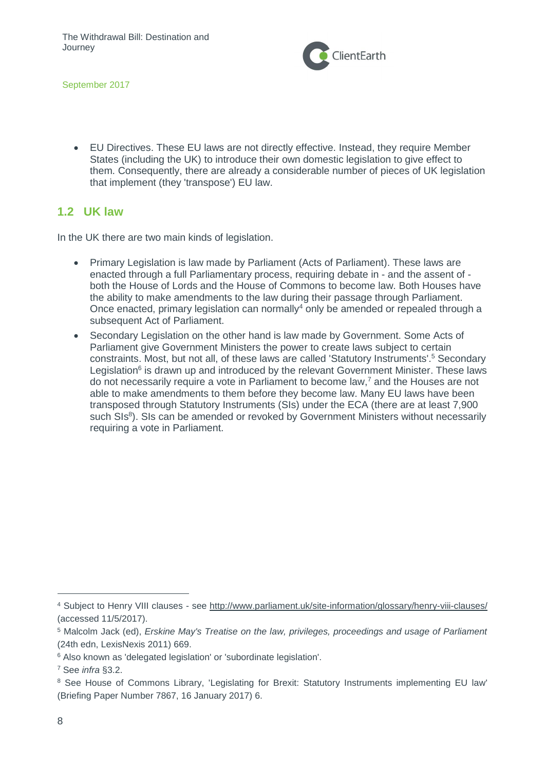- EU Directives. These EU laws are not directly effective. Instead, they require Member States (including the UK) to introduce their own domestic legislation to give effect to them. Consequently, there are already a considerable number of pieces of UK legislation that implement (they 'transpose') EU law.

## 1.2 UK law

In the UK there are two main kinds of legislation.

- Primary Legislation is law made by Parliament (Acts of Parliament). These laws are enacted through a full Parliamentary process, requiring debate in - and the assent of - both the House of Lords and the House of Commons to become law. Both Houses have the ability to make amendments to the law during their passage through Parliament. Once enacted, primary legislation can normally[4] only be amended or repealed through a subsequent Act of Parliament.
- Secondary Legislation on the other hand is law made by Government. Some Acts of Parliament give Government Ministers the power to create laws subject to certain constraints. Most, but not all, of these laws are called 'Statutory Instruments'.[5] Secondary Legislation[6] is drawn up and introduced by the relevant Government Minister. These laws do not necessarily require a vote in Parliament to become law,[7] and the Houses are not able to make amendments to them before they become law. Many EU laws have been transposed through Statutory Instruments (SIs) under the ECA (there are at least 7,900 such SIs[8]). SIs can be amended or revoked by Government Ministers without necessarily requiring a vote in Parliament.

---

[4] Subject to Henry VIII clauses - see http://www.parliament.uk/site-information/glossary/henry-viii-clauses/ (accessed 11/5/2017).

[5] Malcolm Jack (ed), *Erskine May's Treatise on the law, privileges, proceedings and usage of Parliament* (24th edn, LexisNexis 2011) 669.

[6] Also known as 'delegated legislation' or 'subordinate legislation'.

[7] See *infra* §3.2.

[8] See House of Commons Library, 'Legislating for Brexit: Statutory Instruments implementing EU law' (Briefing Paper Number 7867, 16 January 2017) 6.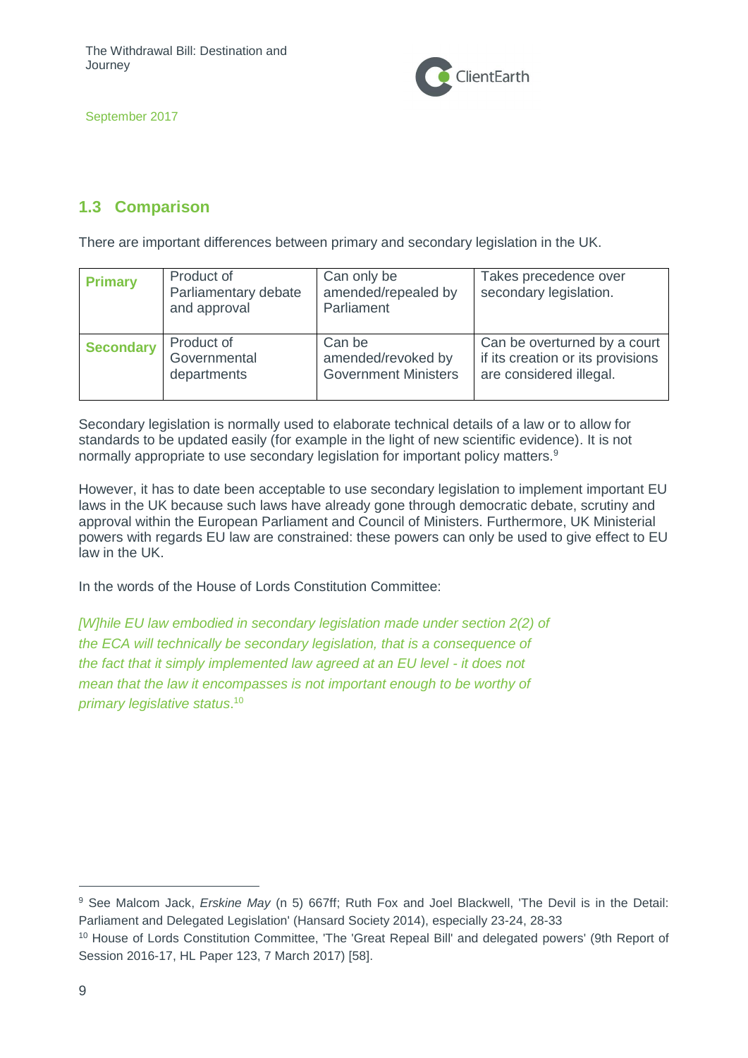## 1.3 Comparison

There are important differences between primary and secondary legislation in the UK.

| **Primary** | Product of Parliamentary debate and approval | Can only be amended/repealed by Parliament | Takes precedence over secondary legislation. |
|---|---|---|---|
| **Secondary** | Product of Governmental departments | Can be amended/revoked by Government Ministers | Can be overturned by a court if its creation or its provisions are considered illegal. |

Secondary legislation is normally used to elaborate technical details of a law or to allow for standards to be updated easily (for example in the light of new scientific evidence). It is not normally appropriate to use secondary legislation for important policy matters.[9]

However, it has to date been acceptable to use secondary legislation to implement important EU laws in the UK because such laws have already gone through democratic debate, scrutiny and approval within the European Parliament and Council of Ministers. Furthermore, UK Ministerial powers with regards EU law are constrained: these powers can only be used to give effect to EU law in the UK.

In the words of the House of Lords Constitution Committee:

*[W]hile EU law embodied in secondary legislation made under section 2(2) of the ECA will technically be secondary legislation, that is a consequence of the fact that it simply implemented law agreed at an EU level - it does not mean that the law it encompasses is not important enough to be worthy of primary legislative status.*[10]

---

[9] See Malcom Jack, *Erskine May* (n 5) 667ff; Ruth Fox and Joel Blackwell, 'The Devil is in the Detail: Parliament and Delegated Legislation' (Hansard Society 2014), especially 23-24, 28-33

[10] House of Lords Constitution Committee, 'The 'Great Repeal Bill' and delegated powers' (9th Report of Session 2016-17, HL Paper 123, 7 March 2017) [58].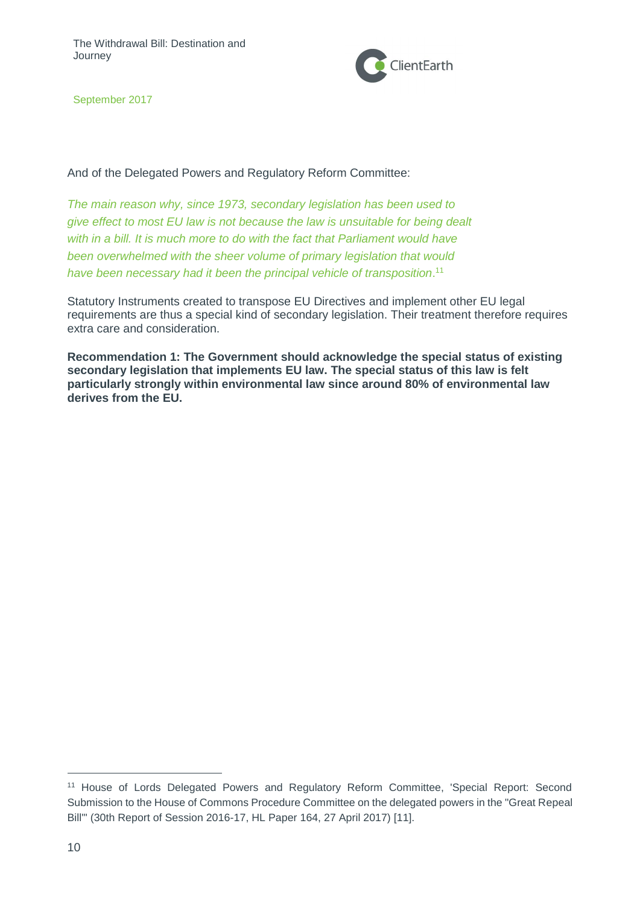And of the Delegated Powers and Regulatory Reform Committee:

*The main reason why, since 1973, secondary legislation has been used to give effect to most EU law is not because the law is unsuitable for being dealt with in a bill. It is much more to do with the fact that Parliament would have been overwhelmed with the sheer volume of primary legislation that would have been necessary had it been the principal vehicle of transposition.*[11]

Statutory Instruments created to transpose EU Directives and implement other EU legal requirements are thus a special kind of secondary legislation. Their treatment therefore requires extra care and consideration.

**Recommendation 1: The Government should acknowledge the special status of existing secondary legislation that implements EU law. The special status of this law is felt particularly strongly within environmental law since around 80% of environmental law derives from the EU.**

---

[11] House of Lords Delegated Powers and Regulatory Reform Committee, 'Special Report: Second Submission to the House of Commons Procedure Committee on the delegated powers in the "Great Repeal Bill"' (30th Report of Session 2016-17, HL Paper 164, 27 April 2017) [11].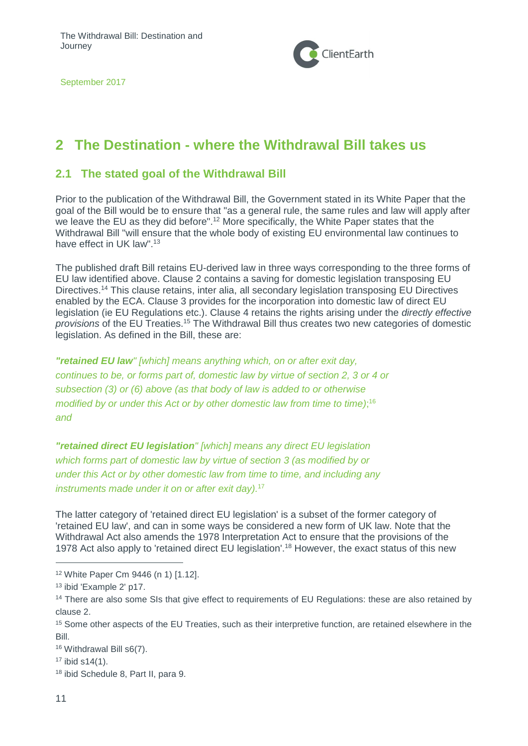## 2 The Destination - where the Withdrawal Bill takes us

### 2.1 The stated goal of the Withdrawal Bill

Prior to the publication of the Withdrawal Bill, the Government stated in its White Paper that the goal of the Bill would be to ensure that "as a general rule, the same rules and law will apply after we leave the EU as they did before".[12] More specifically, the White Paper states that the Withdrawal Bill "will ensure that the whole body of existing EU environmental law continues to have effect in UK law".[13]

The published draft Bill retains EU-derived law in three ways corresponding to the three forms of EU law identified above. Clause 2 contains a saving for domestic legislation transposing EU Directives.[14] This clause retains, inter alia, all secondary legislation transposing EU Directives enabled by the ECA. Clause 3 provides for the incorporation into domestic law of direct EU legislation (ie EU Regulations etc.). Clause 4 retains the rights arising under the *directly effective provisions* of the EU Treaties.[15] The Withdrawal Bill thus creates two new categories of domestic legislation. As defined in the Bill, these are:

***"retained EU law"*** *[which] means anything which, on or after exit day, continues to be, or forms part of, domestic law by virtue of section 2, 3 or 4 or subsection (3) or (6) above (as that body of law is added to or otherwise modified by or under this Act or by other domestic law from time to time);*[16] *and*

***"retained direct EU legislation"*** *[which] means any direct EU legislation which forms part of domestic law by virtue of section 3 (as modified by or under this Act or by other domestic law from time to time, and including any instruments made under it on or after exit day).*[17]

The latter category of 'retained direct EU legislation' is a subset of the former category of 'retained EU law', and can in some ways be considered a new form of UK law. Note that the Withdrawal Act also amends the 1978 Interpretation Act to ensure that the provisions of the 1978 Act also apply to 'retained direct EU legislation'.[18] However, the exact status of this new

---

[12] White Paper Cm 9446 (n 1) [1.12].

[13] ibid 'Example 2' p17.

[14] There are also some SIs that give effect to requirements of EU Regulations: these are also retained by clause 2.

[15] Some other aspects of the EU Treaties, such as their interpretive function, are retained elsewhere in the Bill.

[16] Withdrawal Bill s6(7).

[17] ibid s14(1).

[18] ibid Schedule 8, Part II, para 9.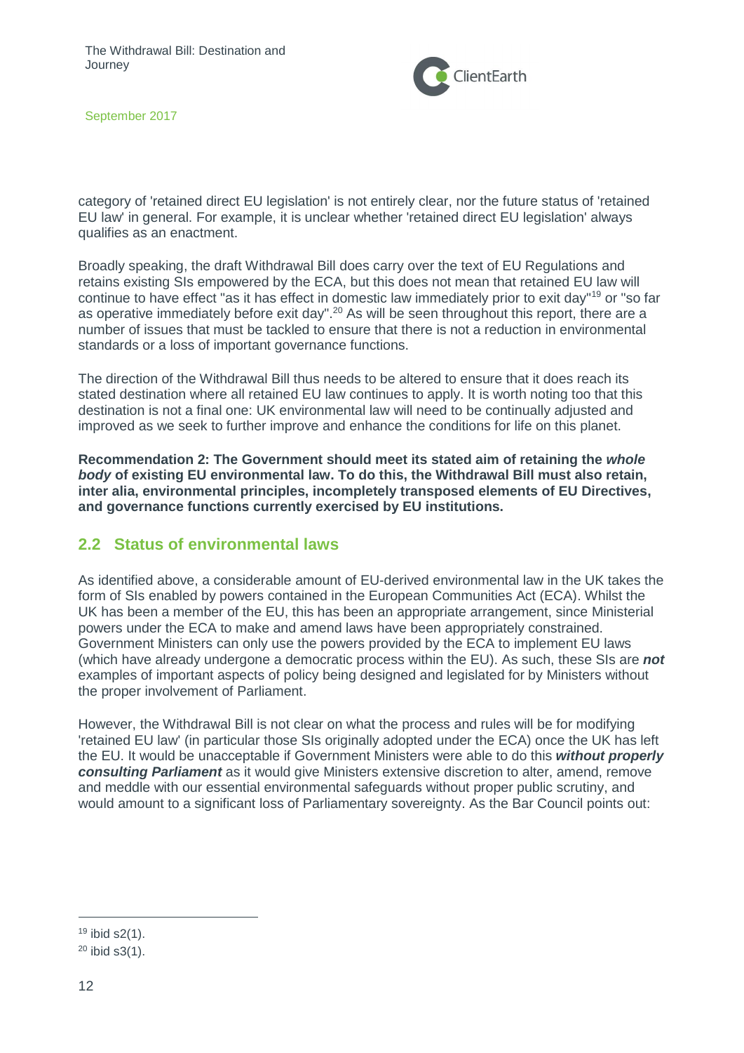category of 'retained direct EU legislation' is not entirely clear, nor the future status of 'retained EU law' in general. For example, it is unclear whether 'retained direct EU legislation' always qualifies as an enactment.

Broadly speaking, the draft Withdrawal Bill does carry over the text of EU Regulations and retains existing SIs empowered by the ECA, but this does not mean that retained EU law will continue to have effect "as it has effect in domestic law immediately prior to exit day"[19] or "so far as operative immediately before exit day".[20] As will be seen throughout this report, there are a number of issues that must be tackled to ensure that there is not a reduction in environmental standards or a loss of important governance functions.

The direction of the Withdrawal Bill thus needs to be altered to ensure that it does reach its stated destination where all retained EU law continues to apply. It is worth noting too that this destination is not a final one: UK environmental law will need to be continually adjusted and improved as we seek to further improve and enhance the conditions for life on this planet.

**Recommendation 2: The Government should meet its stated aim of retaining the *whole body* of existing EU environmental law. To do this, the Withdrawal Bill must also retain, inter alia, environmental principles, incompletely transposed elements of EU Directives, and governance functions currently exercised by EU institutions.**

## 2.2 Status of environmental laws

As identified above, a considerable amount of EU-derived environmental law in the UK takes the form of SIs enabled by powers contained in the European Communities Act (ECA). Whilst the UK has been a member of the EU, this has been an appropriate arrangement, since Ministerial powers under the ECA to make and amend laws have been appropriately constrained. Government Ministers can only use the powers provided by the ECA to implement EU laws (which have already undergone a democratic process within the EU). As such, these SIs are ***not*** examples of important aspects of policy being designed and legislated for by Ministers without the proper involvement of Parliament.

However, the Withdrawal Bill is not clear on what the process and rules will be for modifying 'retained EU law' (in particular those SIs originally adopted under the ECA) once the UK has left the EU. It would be unacceptable if Government Ministers were able to do this ***without properly consulting Parliament*** as it would give Ministers extensive discretion to alter, amend, remove and meddle with our essential environmental safeguards without proper public scrutiny, and would amount to a significant loss of Parliamentary sovereignty. As the Bar Council points out:

---

[19] ibid s2(1).

[20] ibid s3(1).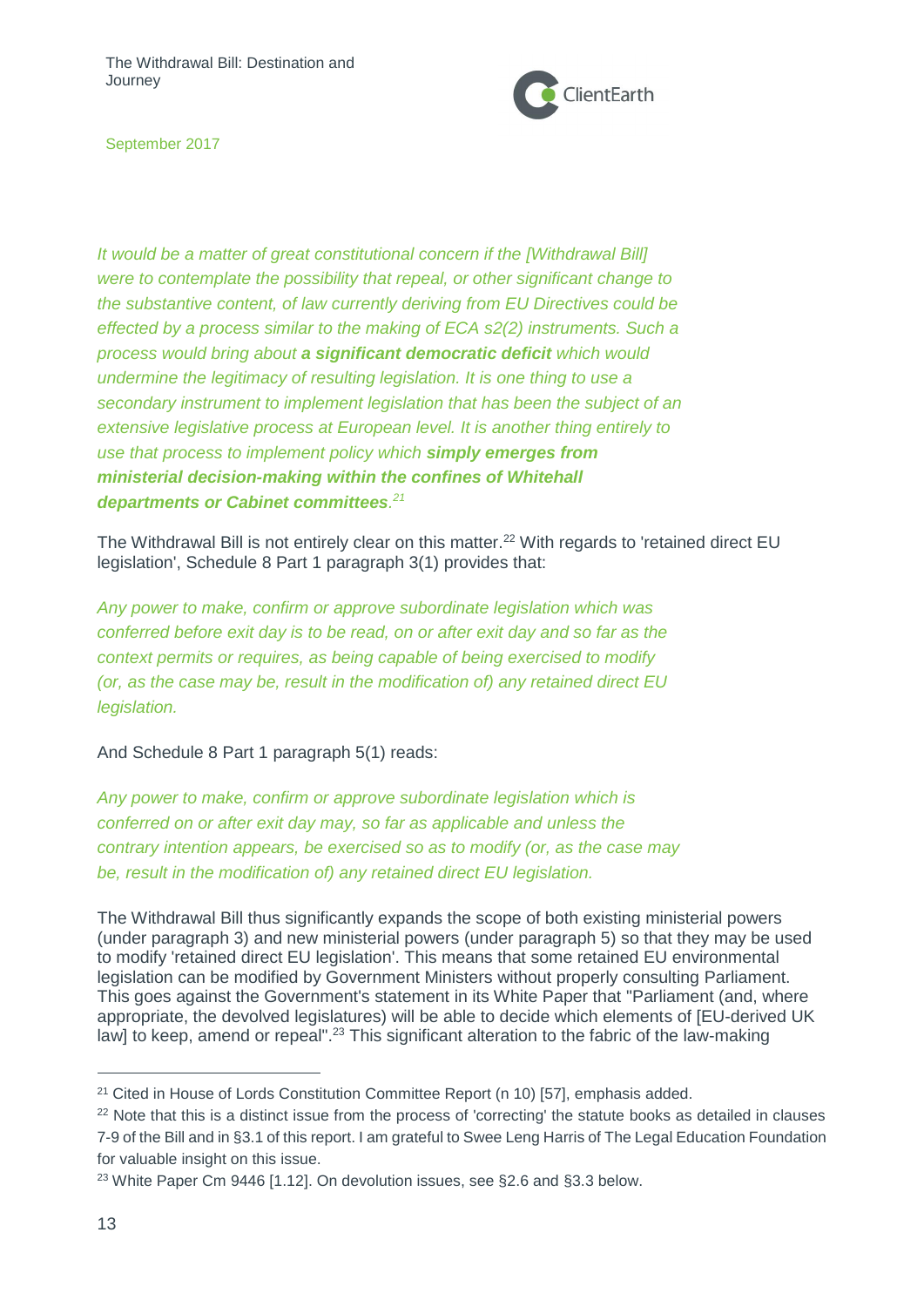*It would be a matter of great constitutional concern if the [Withdrawal Bill] were to contemplate the possibility that repeal, or other significant change to the substantive content, of law currently deriving from EU Directives could be effected by a process similar to the making of ECA s2(2) instruments. Such a process would bring about* ***a significant democratic deficit*** *which would undermine the legitimacy of resulting legislation. It is one thing to use a secondary instrument to implement legislation that has been the subject of an extensive legislative process at European level. It is another thing entirely to use that process to implement policy which* ***simply emerges from ministerial decision-making within the confines of Whitehall departments or Cabinet committees****.*[21]

The Withdrawal Bill is not entirely clear on this matter.[22] With regards to 'retained direct EU legislation', Schedule 8 Part 1 paragraph 3(1) provides that:

*Any power to make, confirm or approve subordinate legislation which was conferred before exit day is to be read, on or after exit day and so far as the context permits or requires, as being capable of being exercised to modify (or, as the case may be, result in the modification of) any retained direct EU legislation.*

And Schedule 8 Part 1 paragraph 5(1) reads:

*Any power to make, confirm or approve subordinate legislation which is conferred on or after exit day may, so far as applicable and unless the contrary intention appears, be exercised so as to modify (or, as the case may be, result in the modification of) any retained direct EU legislation.*

The Withdrawal Bill thus significantly expands the scope of both existing ministerial powers (under paragraph 3) and new ministerial powers (under paragraph 5) so that they may be used to modify 'retained direct EU legislation'. This means that some retained EU environmental legislation can be modified by Government Ministers without properly consulting Parliament. This goes against the Government's statement in its White Paper that "Parliament (and, where appropriate, the devolved legislatures) will be able to decide which elements of [EU-derived UK law] to keep, amend or repeal".[23] This significant alteration to the fabric of the law-making

---

[21] Cited in House of Lords Constitution Committee Report (n 10) [57], emphasis added.

[22] Note that this is a distinct issue from the process of 'correcting' the statute books as detailed in clauses 7-9 of the Bill and in §3.1 of this report. I am grateful to Swee Leng Harris of The Legal Education Foundation for valuable insight on this issue.

[23] White Paper Cm 9446 [1.12]. On devolution issues, see §2.6 and §3.3 below.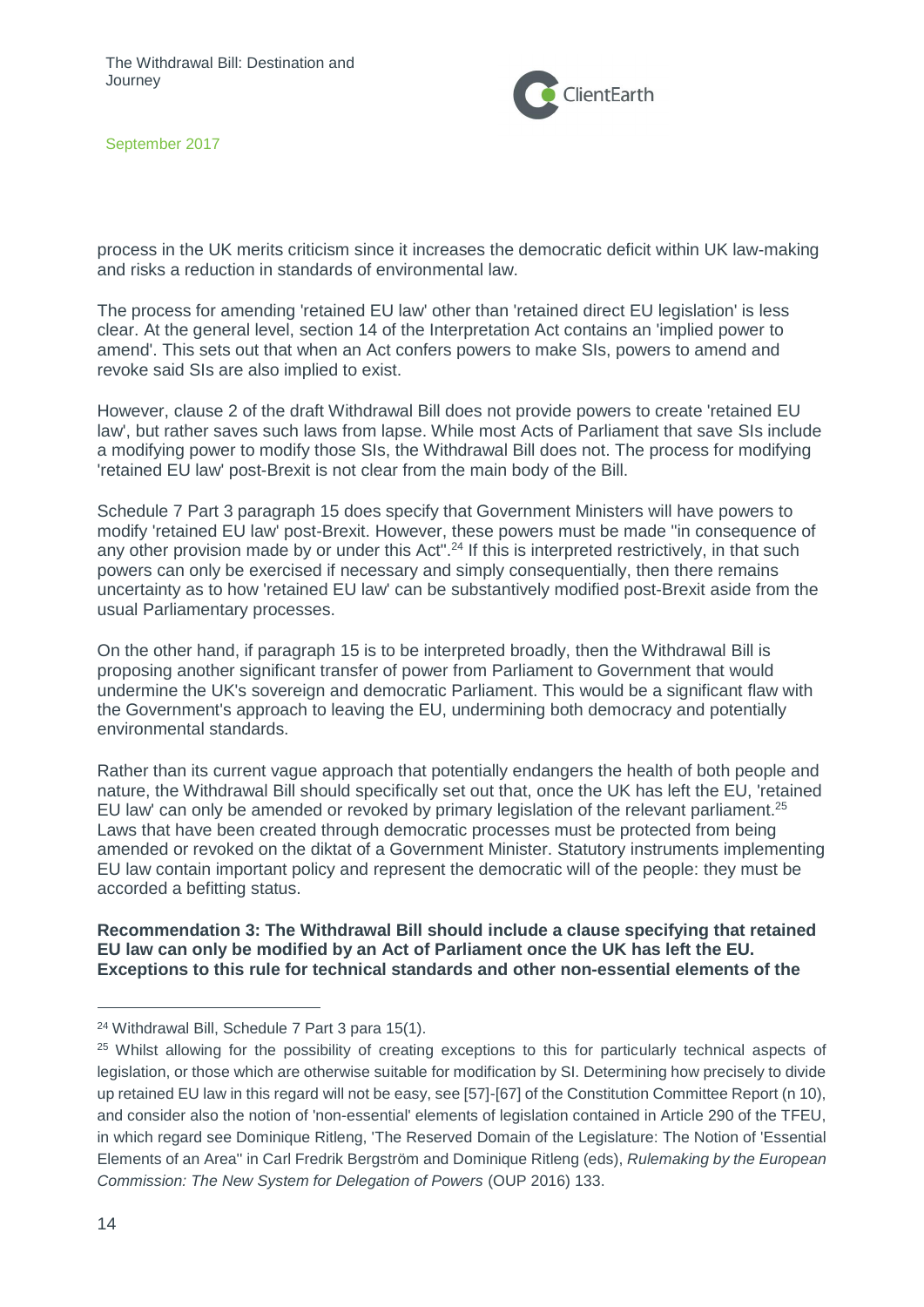process in the UK merits criticism since it increases the democratic deficit within UK law-making and risks a reduction in standards of environmental law.

The process for amending 'retained EU law' other than 'retained direct EU legislation' is less clear. At the general level, section 14 of the Interpretation Act contains an 'implied power to amend'. This sets out that when an Act confers powers to make SIs, powers to amend and revoke said SIs are also implied to exist.

However, clause 2 of the draft Withdrawal Bill does not provide powers to create 'retained EU law', but rather saves such laws from lapse. While most Acts of Parliament that save SIs include a modifying power to modify those SIs, the Withdrawal Bill does not. The process for modifying 'retained EU law' post-Brexit is not clear from the main body of the Bill.

Schedule 7 Part 3 paragraph 15 does specify that Government Ministers will have powers to modify 'retained EU law' post-Brexit. However, these powers must be made "in consequence of any other provision made by or under this Act".[24] If this is interpreted restrictively, in that such powers can only be exercised if necessary and simply consequentially, then there remains uncertainty as to how 'retained EU law' can be substantively modified post-Brexit aside from the usual Parliamentary processes.

On the other hand, if paragraph 15 is to be interpreted broadly, then the Withdrawal Bill is proposing another significant transfer of power from Parliament to Government that would undermine the UK's sovereign and democratic Parliament. This would be a significant flaw with the Government's approach to leaving the EU, undermining both democracy and potentially environmental standards.

Rather than its current vague approach that potentially endangers the health of both people and nature, the Withdrawal Bill should specifically set out that, once the UK has left the EU, 'retained EU law' can only be amended or revoked by primary legislation of the relevant parliament.[25] Laws that have been created through democratic processes must be protected from being amended or revoked on the diktat of a Government Minister. Statutory instruments implementing EU law contain important policy and represent the democratic will of the people: they must be accorded a befitting status.

**Recommendation 3: The Withdrawal Bill should include a clause specifying that retained EU law can only be modified by an Act of Parliament once the UK has left the EU. Exceptions to this rule for technical standards and other non-essential elements of the**

---

[24] Withdrawal Bill, Schedule 7 Part 3 para 15(1).

[25] Whilst allowing for the possibility of creating exceptions to this for particularly technical aspects of legislation, or those which are otherwise suitable for modification by SI. Determining how precisely to divide up retained EU law in this regard will not be easy, see [57]-[67] of the Constitution Committee Report (n 10), and consider also the notion of 'non-essential' elements of legislation contained in Article 290 of the TFEU, in which regard see Dominique Ritleng, 'The Reserved Domain of the Legislature: The Notion of 'Essential Elements of an Area'' in Carl Fredrik Bergström and Dominique Ritleng (eds), *Rulemaking by the European Commission: The New System for Delegation of Powers* (OUP 2016) 133.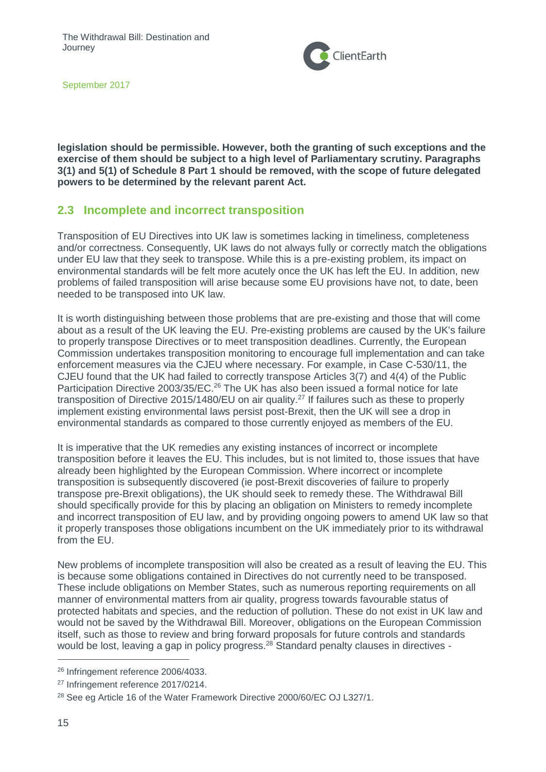**legislation should be permissible. However, both the granting of such exceptions and the exercise of them should be subject to a high level of Parliamentary scrutiny. Paragraphs 3(1) and 5(1) of Schedule 8 Part 1 should be removed, with the scope of future delegated powers to be determined by the relevant parent Act.**

## 2.3 Incomplete and incorrect transposition

Transposition of EU Directives into UK law is sometimes lacking in timeliness, completeness and/or correctness. Consequently, UK laws do not always fully or correctly match the obligations under EU law that they seek to transpose. While this is a pre-existing problem, its impact on environmental standards will be felt more acutely once the UK has left the EU. In addition, new problems of failed transposition will arise because some EU provisions have not, to date, been needed to be transposed into UK law.

It is worth distinguishing between those problems that are pre-existing and those that will come about as a result of the UK leaving the EU. Pre-existing problems are caused by the UK's failure to properly transpose Directives or to meet transposition deadlines. Currently, the European Commission undertakes transposition monitoring to encourage full implementation and can take enforcement measures via the CJEU where necessary. For example, in Case C-530/11, the CJEU found that the UK had failed to correctly transpose Articles 3(7) and 4(4) of the Public Participation Directive 2003/35/EC.[26] The UK has also been issued a formal notice for late transposition of Directive 2015/1480/EU on air quality.[27] If failures such as these to properly implement existing environmental laws persist post-Brexit, then the UK will see a drop in environmental standards as compared to those currently enjoyed as members of the EU.

It is imperative that the UK remedies any existing instances of incorrect or incomplete transposition before it leaves the EU. This includes, but is not limited to, those issues that have already been highlighted by the European Commission. Where incorrect or incomplete transposition is subsequently discovered (ie post-Brexit discoveries of failure to properly transpose pre-Brexit obligations), the UK should seek to remedy these. The Withdrawal Bill should specifically provide for this by placing an obligation on Ministers to remedy incomplete and incorrect transposition of EU law, and by providing ongoing powers to amend UK law so that it properly transposes those obligations incumbent on the UK immediately prior to its withdrawal from the EU.

New problems of incomplete transposition will also be created as a result of leaving the EU. This is because some obligations contained in Directives do not currently need to be transposed. These include obligations on Member States, such as numerous reporting requirements on all manner of environmental matters from air quality, progress towards favourable status of protected habitats and species, and the reduction of pollution. These do not exist in UK law and would not be saved by the Withdrawal Bill. Moreover, obligations on the European Commission itself, such as those to review and bring forward proposals for future controls and standards would be lost, leaving a gap in policy progress.[28] Standard penalty clauses in directives -

---

[26] Infringement reference 2006/4033.

[27] Infringement reference 2017/0214.

[28] See eg Article 16 of the Water Framework Directive 2000/60/EC OJ L327/1.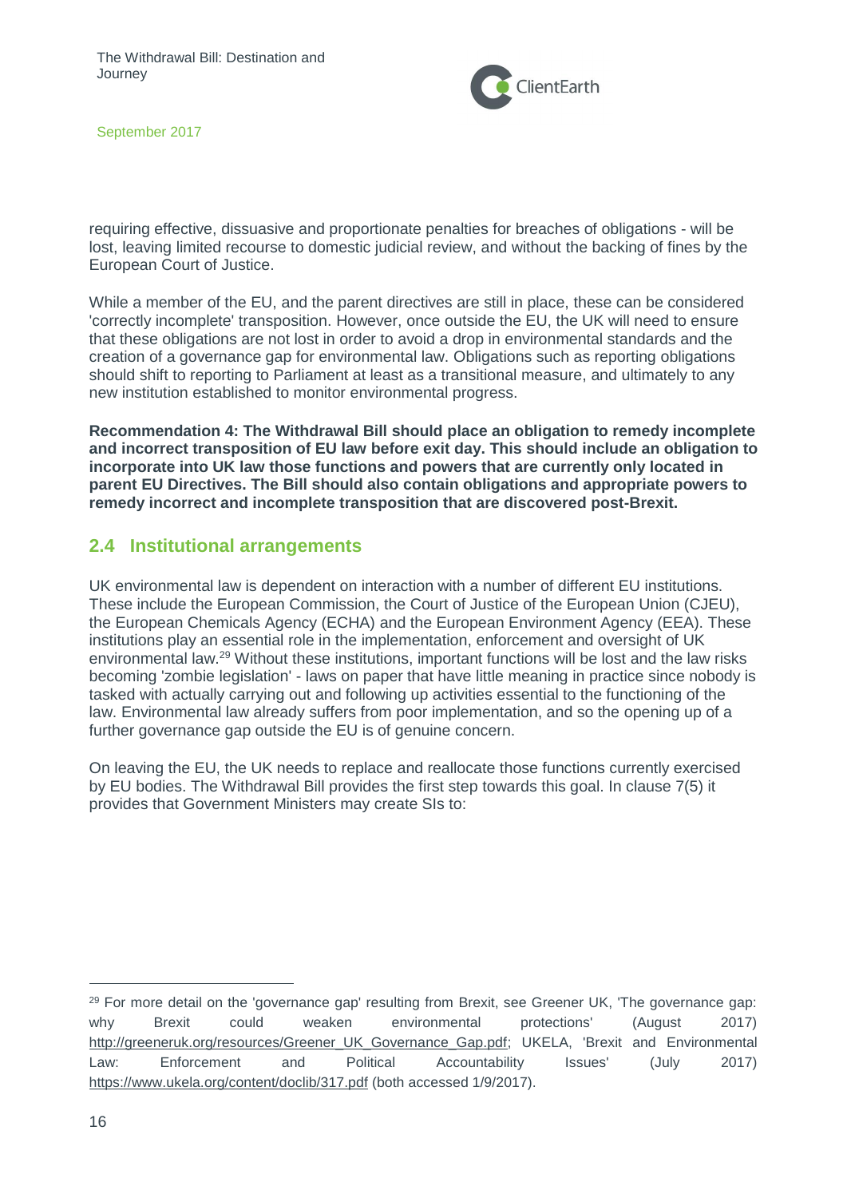requiring effective, dissuasive and proportionate penalties for breaches of obligations - will be lost, leaving limited recourse to domestic judicial review, and without the backing of fines by the European Court of Justice.

While a member of the EU, and the parent directives are still in place, these can be considered 'correctly incomplete' transposition. However, once outside the EU, the UK will need to ensure that these obligations are not lost in order to avoid a drop in environmental standards and the creation of a governance gap for environmental law. Obligations such as reporting obligations should shift to reporting to Parliament at least as a transitional measure, and ultimately to any new institution established to monitor environmental progress.

**Recommendation 4: The Withdrawal Bill should place an obligation to remedy incomplete and incorrect transposition of EU law before exit day. This should include an obligation to incorporate into UK law those functions and powers that are currently only located in parent EU Directives. The Bill should also contain obligations and appropriate powers to remedy incorrect and incomplete transposition that are discovered post-Brexit.**

## 2.4 Institutional arrangements

UK environmental law is dependent on interaction with a number of different EU institutions. These include the European Commission, the Court of Justice of the European Union (CJEU), the European Chemicals Agency (ECHA) and the European Environment Agency (EEA). These institutions play an essential role in the implementation, enforcement and oversight of UK environmental law.[29] Without these institutions, important functions will be lost and the law risks becoming 'zombie legislation' - laws on paper that have little meaning in practice since nobody is tasked with actually carrying out and following up activities essential to the functioning of the law. Environmental law already suffers from poor implementation, and so the opening up of a further governance gap outside the EU is of genuine concern.

On leaving the EU, the UK needs to replace and reallocate those functions currently exercised by EU bodies. The Withdrawal Bill provides the first step towards this goal. In clause 7(5) it provides that Government Ministers may create SIs to:

[29] For more detail on the 'governance gap' resulting from Brexit, see Greener UK, 'The governance gap: why Brexit could weaken environmental protections' (August 2017) http://greeneruk.org/resources/Greener_UK_Governance_Gap.pdf; UKELA, 'Brexit and Environmental Law: Enforcement and Political Accountability Issues' (July 2017) https://www.ukela.org/content/doclib/317.pdf (both accessed 1/9/2017).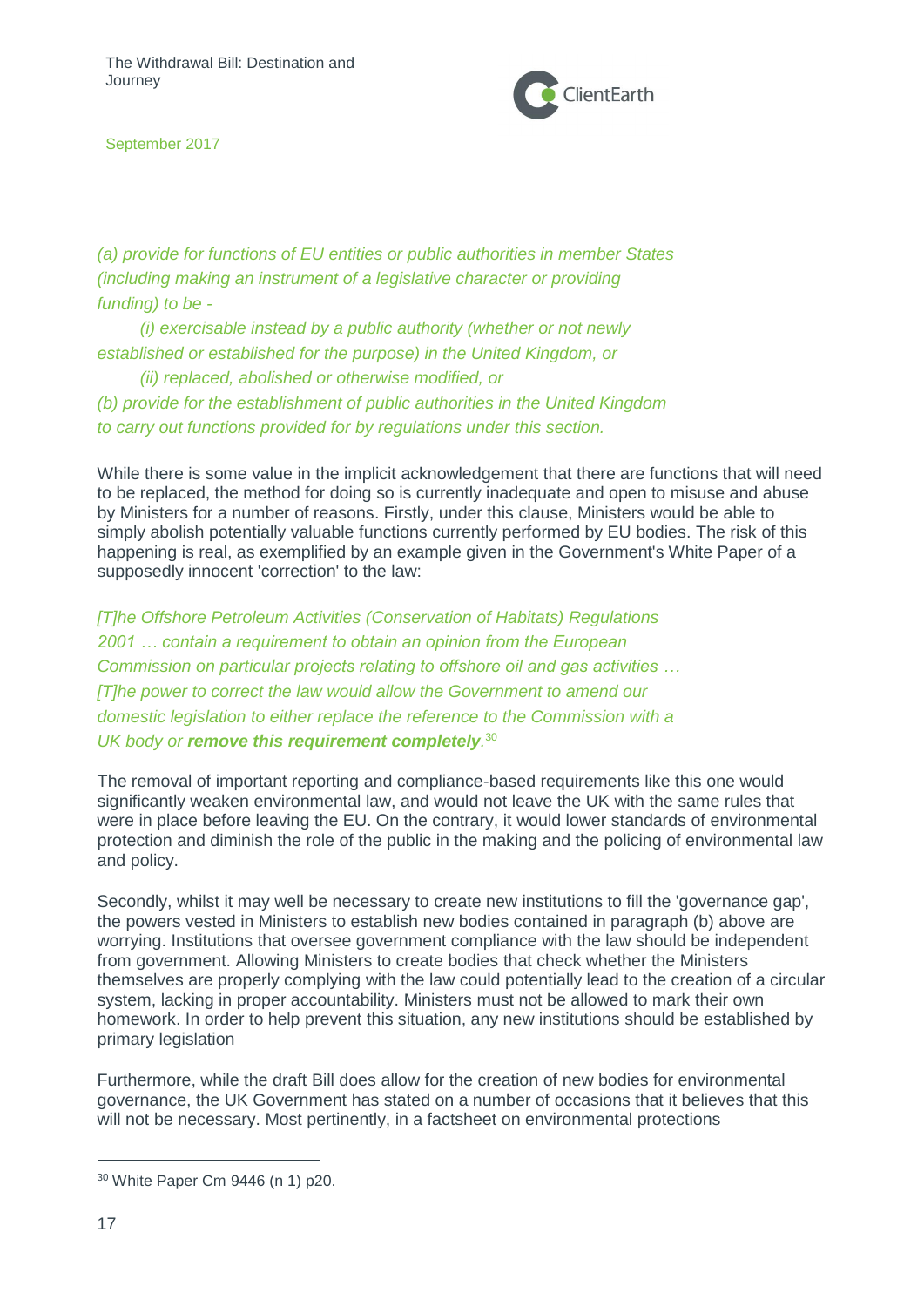*(a) provide for functions of EU entities or public authorities in member States (including making an instrument of a legislative character or providing funding) to be -*

*(i) exercisable instead by a public authority (whether or not newly established or established for the purpose) in the United Kingdom, or*

*(ii) replaced, abolished or otherwise modified, or*

*(b) provide for the establishment of public authorities in the United Kingdom to carry out functions provided for by regulations under this section.*

While there is some value in the implicit acknowledgement that there are functions that will need to be replaced, the method for doing so is currently inadequate and open to misuse and abuse by Ministers for a number of reasons. Firstly, under this clause, Ministers would be able to simply abolish potentially valuable functions currently performed by EU bodies. The risk of this happening is real, as exemplified by an example given in the Government's White Paper of a supposedly innocent 'correction' to the law:

*[T]he Offshore Petroleum Activities (Conservation of Habitats) Regulations 2001 … contain a requirement to obtain an opinion from the European Commission on particular projects relating to offshore oil and gas activities … [T]he power to correct the law would allow the Government to amend our domestic legislation to either replace the reference to the Commission with a UK body or **remove this requirement completely**.*[30]

The removal of important reporting and compliance-based requirements like this one would significantly weaken environmental law, and would not leave the UK with the same rules that were in place before leaving the EU. On the contrary, it would lower standards of environmental protection and diminish the role of the public in the making and the policing of environmental law and policy.

Secondly, whilst it may well be necessary to create new institutions to fill the 'governance gap', the powers vested in Ministers to establish new bodies contained in paragraph (b) above are worrying. Institutions that oversee government compliance with the law should be independent from government. Allowing Ministers to create bodies that check whether the Ministers themselves are properly complying with the law could potentially lead to the creation of a circular system, lacking in proper accountability. Ministers must not be allowed to mark their own homework. In order to help prevent this situation, any new institutions should be established by primary legislation

Furthermore, while the draft Bill does allow for the creation of new bodies for environmental governance, the UK Government has stated on a number of occasions that it believes that this will not be necessary. Most pertinently, in a factsheet on environmental protections

---

[30] White Paper Cm 9446 (n 1) p20.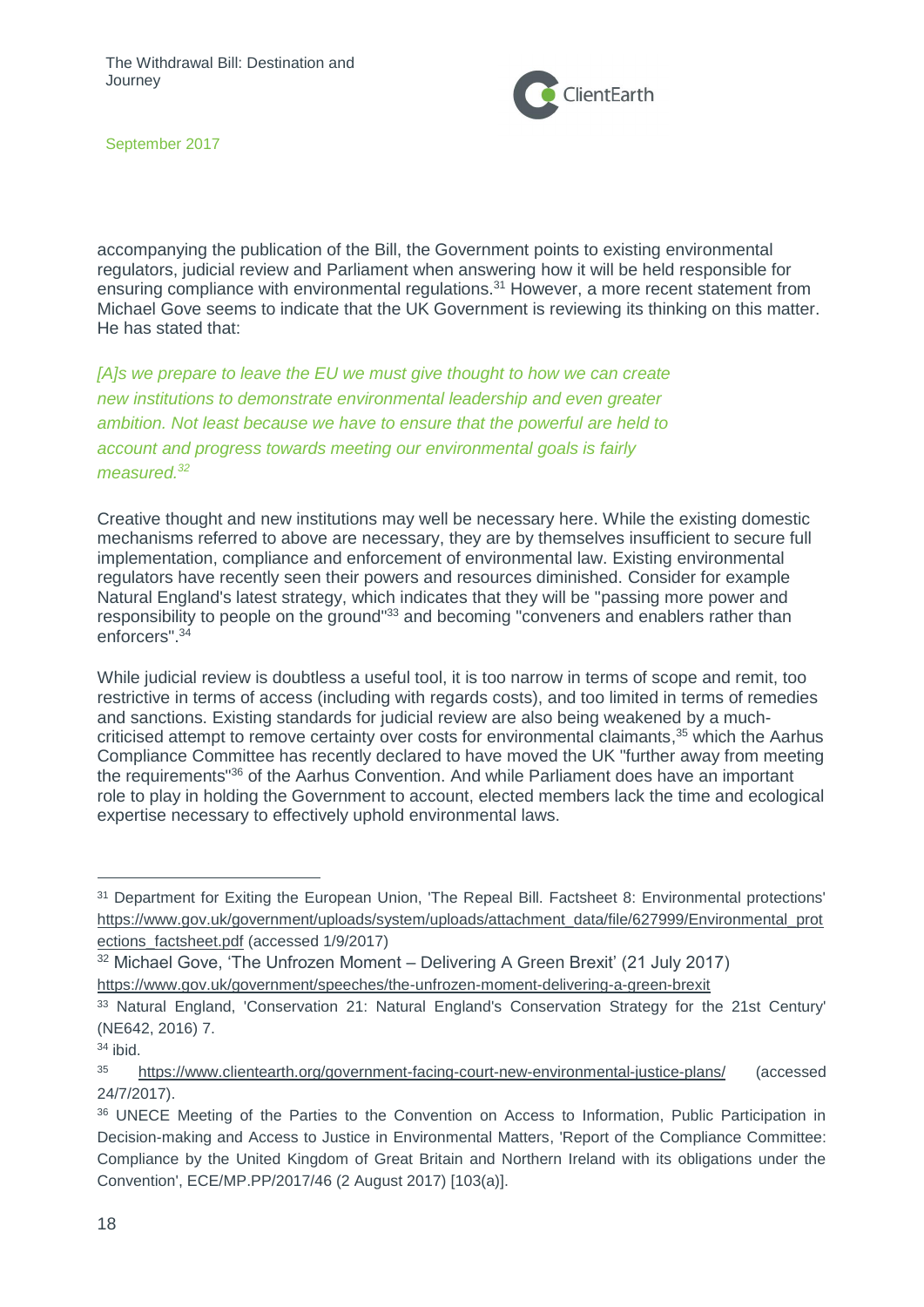accompanying the publication of the Bill, the Government points to existing environmental regulators, judicial review and Parliament when answering how it will be held responsible for ensuring compliance with environmental regulations.[31] However, a more recent statement from Michael Gove seems to indicate that the UK Government is reviewing its thinking on this matter. He has stated that:

> *[A]s we prepare to leave the EU we must give thought to how we can create new institutions to demonstrate environmental leadership and even greater ambition. Not least because we have to ensure that the powerful are held to account and progress towards meeting our environmental goals is fairly measured.*[32]

Creative thought and new institutions may well be necessary here. While the existing domestic mechanisms referred to above are necessary, they are by themselves insufficient to secure full implementation, compliance and enforcement of environmental law. Existing environmental regulators have recently seen their powers and resources diminished. Consider for example Natural England's latest strategy, which indicates that they will be "passing more power and responsibility to people on the ground"[33] and becoming "conveners and enablers rather than enforcers".[34]

While judicial review is doubtless a useful tool, it is too narrow in terms of scope and remit, too restrictive in terms of access (including with regards costs), and too limited in terms of remedies and sanctions. Existing standards for judicial review are also being weakened by a much-criticised attempt to remove certainty over costs for environmental claimants,[35] which the Aarhus Compliance Committee has recently declared to have moved the UK "further away from meeting the requirements"[36] of the Aarhus Convention. And while Parliament does have an important role to play in holding the Government to account, elected members lack the time and ecological expertise necessary to effectively uphold environmental laws.

---

[31] Department for Exiting the European Union, 'The Repeal Bill. Factsheet 8: Environmental protections' https://www.gov.uk/government/uploads/system/uploads/attachment_data/file/627999/Environmental_protections_factsheet.pdf (accessed 1/9/2017)

[32] Michael Gove, 'The Unfrozen Moment – Delivering A Green Brexit' (21 July 2017) https://www.gov.uk/government/speeches/the-unfrozen-moment-delivering-a-green-brexit

[33] Natural England, 'Conservation 21: Natural England's Conservation Strategy for the 21st Century' (NE642, 2016) 7.

[34] ibid.

[35] https://www.clientearth.org/government-facing-court-new-environmental-justice-plans/ (accessed 24/7/2017).

[36] UNECE Meeting of the Parties to the Convention on Access to Information, Public Participation in Decision-making and Access to Justice in Environmental Matters, 'Report of the Compliance Committee: Compliance by the United Kingdom of Great Britain and Northern Ireland with its obligations under the Convention', ECE/MP.PP/2017/46 (2 August 2017) [103(a)].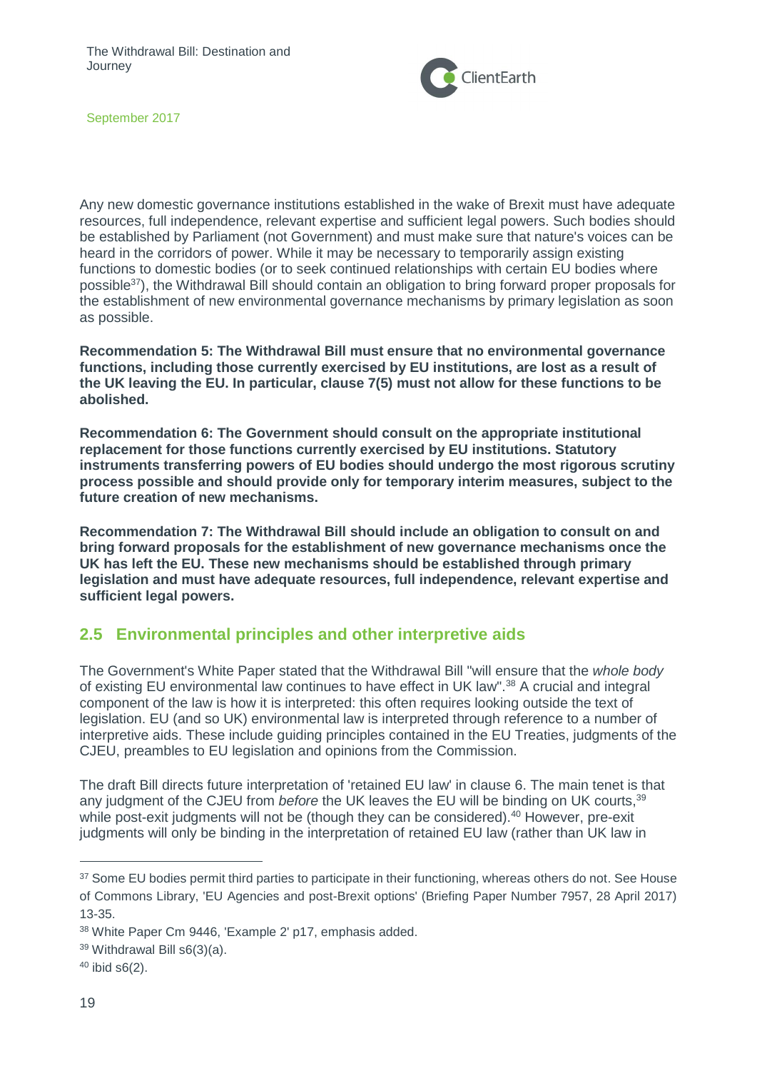Any new domestic governance institutions established in the wake of Brexit must have adequate resources, full independence, relevant expertise and sufficient legal powers. Such bodies should be established by Parliament (not Government) and must make sure that nature's voices can be heard in the corridors of power. While it may be necessary to temporarily assign existing functions to domestic bodies (or to seek continued relationships with certain EU bodies where possible[37]), the Withdrawal Bill should contain an obligation to bring forward proper proposals for the establishment of new environmental governance mechanisms by primary legislation as soon as possible.

**Recommendation 5: The Withdrawal Bill must ensure that no environmental governance functions, including those currently exercised by EU institutions, are lost as a result of the UK leaving the EU. In particular, clause 7(5) must not allow for these functions to be abolished.**

**Recommendation 6: The Government should consult on the appropriate institutional replacement for those functions currently exercised by EU institutions. Statutory instruments transferring powers of EU bodies should undergo the most rigorous scrutiny process possible and should provide only for temporary interim measures, subject to the future creation of new mechanisms.**

**Recommendation 7: The Withdrawal Bill should include an obligation to consult on and bring forward proposals for the establishment of new governance mechanisms once the UK has left the EU. These new mechanisms should be established through primary legislation and must have adequate resources, full independence, relevant expertise and sufficient legal powers.**

## 2.5 Environmental principles and other interpretive aids

The Government's White Paper stated that the Withdrawal Bill "will ensure that the *whole body* of existing EU environmental law continues to have effect in UK law".[38] A crucial and integral component of the law is how it is interpreted: this often requires looking outside the text of legislation. EU (and so UK) environmental law is interpreted through reference to a number of interpretive aids. These include guiding principles contained in the EU Treaties, judgments of the CJEU, preambles to EU legislation and opinions from the Commission.

The draft Bill directs future interpretation of 'retained EU law' in clause 6. The main tenet is that any judgment of the CJEU from *before* the UK leaves the EU will be binding on UK courts,[39] while post-exit judgments will not be (though they can be considered).[40] However, pre-exit judgments will only be binding in the interpretation of retained EU law (rather than UK law in

---

[37] Some EU bodies permit third parties to participate in their functioning, whereas others do not. See House of Commons Library, 'EU Agencies and post-Brexit options' (Briefing Paper Number 7957, 28 April 2017) 13-35.

[38] White Paper Cm 9446, 'Example 2' p17, emphasis added.

[39] Withdrawal Bill s6(3)(a).

[40] ibid s6(2).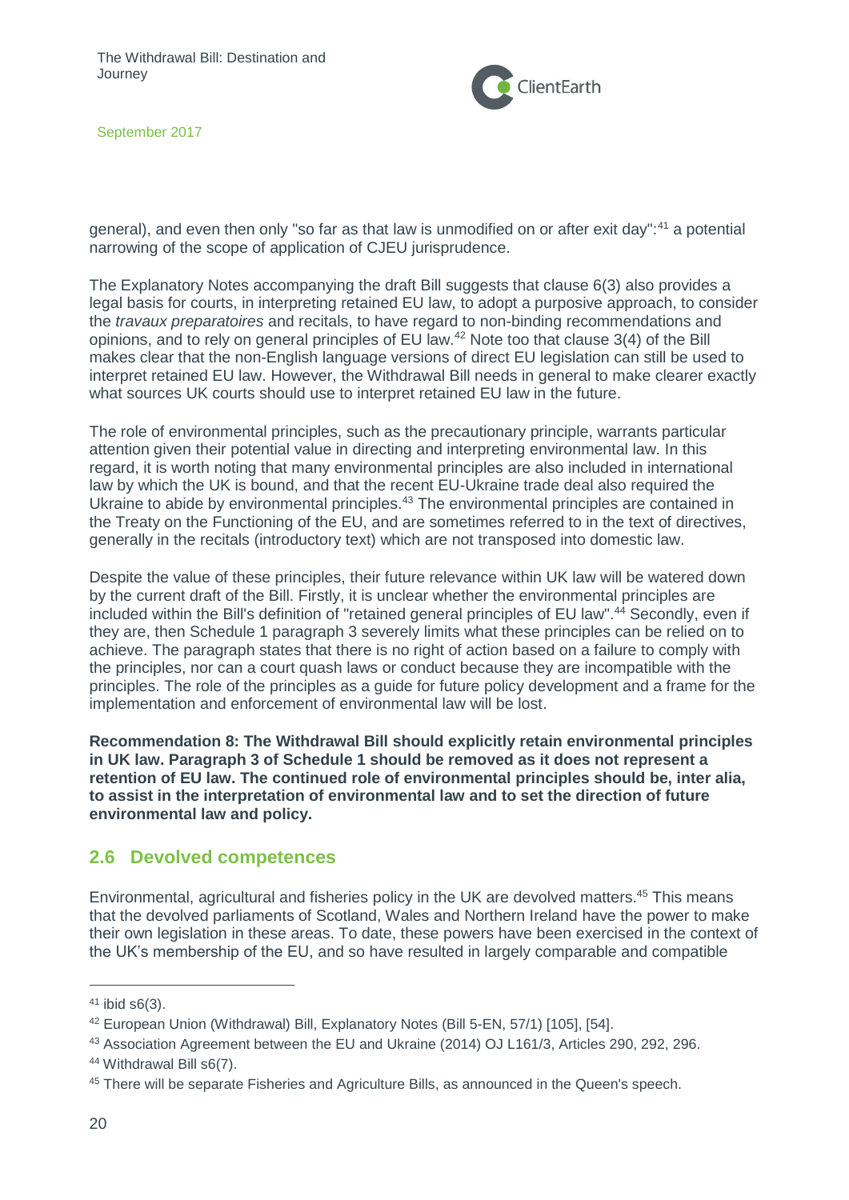general), and even then only "so far as that law is unmodified on or after exit day":[41] a potential narrowing of the scope of application of CJEU jurisprudence.

The Explanatory Notes accompanying the draft Bill suggests that clause 6(3) also provides a legal basis for courts, in interpreting retained EU law, to adopt a purposive approach, to consider the *travaux preparatoires* and recitals, to have regard to non-binding recommendations and opinions, and to rely on general principles of EU law.[42] Note too that clause 3(4) of the Bill makes clear that the non-English language versions of direct EU legislation can still be used to interpret retained EU law. However, the Withdrawal Bill needs in general to make clearer exactly what sources UK courts should use to interpret retained EU law in the future.

The role of environmental principles, such as the precautionary principle, warrants particular attention given their potential value in directing and interpreting environmental law. In this regard, it is worth noting that many environmental principles are also included in international law by which the UK is bound, and that the recent EU-Ukraine trade deal also required the Ukraine to abide by environmental principles.[43] The environmental principles are contained in the Treaty on the Functioning of the EU, and are sometimes referred to in the text of directives, generally in the recitals (introductory text) which are not transposed into domestic law.

Despite the value of these principles, their future relevance within UK law will be watered down by the current draft of the Bill. Firstly, it is unclear whether the environmental principles are included within the Bill's definition of "retained general principles of EU law".[44] Secondly, even if they are, then Schedule 1 paragraph 3 severely limits what these principles can be relied on to achieve. The paragraph states that there is no right of action based on a failure to comply with the principles, nor can a court quash laws or conduct because they are incompatible with the principles. The role of the principles as a guide for future policy development and a frame for the implementation and enforcement of environmental law will be lost.

**Recommendation 8: The Withdrawal Bill should explicitly retain environmental principles in UK law. Paragraph 3 of Schedule 1 should be removed as it does not represent a retention of EU law. The continued role of environmental principles should be, inter alia, to assist in the interpretation of environmental law and to set the direction of future environmental law and policy.**

## 2.6 Devolved competences

Environmental, agricultural and fisheries policy in the UK are devolved matters.[45] This means that the devolved parliaments of Scotland, Wales and Northern Ireland have the power to make their own legislation in these areas. To date, these powers have been exercised in the context of the UK's membership of the EU, and so have resulted in largely comparable and compatible

---

[41] ibid s6(3).

[42] European Union (Withdrawal) Bill, Explanatory Notes (Bill 5-EN, 57/1) [105], [54].

[43] Association Agreement between the EU and Ukraine (2014) OJ L161/3, Articles 290, 292, 296.

[44] Withdrawal Bill s6(7).

[45] There will be separate Fisheries and Agriculture Bills, as announced in the Queen's speech.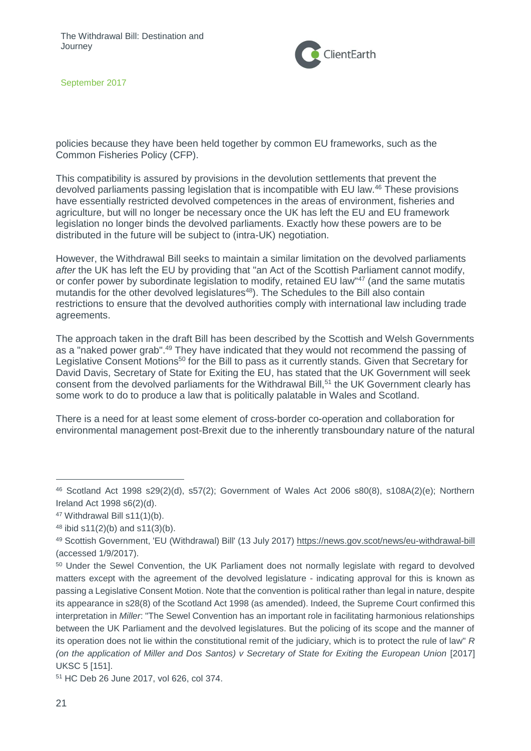policies because they have been held together by common EU frameworks, such as the Common Fisheries Policy (CFP).

This compatibility is assured by provisions in the devolution settlements that prevent the devolved parliaments passing legislation that is incompatible with EU law.[46] These provisions have essentially restricted devolved competences in the areas of environment, fisheries and agriculture, but will no longer be necessary once the UK has left the EU and EU framework legislation no longer binds the devolved parliaments. Exactly how these powers are to be distributed in the future will be subject to (intra-UK) negotiation.

However, the Withdrawal Bill seeks to maintain a similar limitation on the devolved parliaments *after* the UK has left the EU by providing that "an Act of the Scottish Parliament cannot modify, or confer power by subordinate legislation to modify, retained EU law"[47] (and the same mutatis mutandis for the other devolved legislatures[48]). The Schedules to the Bill also contain restrictions to ensure that the devolved authorities comply with international law including trade agreements.

The approach taken in the draft Bill has been described by the Scottish and Welsh Governments as a "naked power grab".[49] They have indicated that they would not recommend the passing of Legislative Consent Motions[50] for the Bill to pass as it currently stands. Given that Secretary for David Davis, Secretary of State for Exiting the EU, has stated that the UK Government will seek consent from the devolved parliaments for the Withdrawal Bill,[51] the UK Government clearly has some work to do to produce a law that is politically palatable in Wales and Scotland.

There is a need for at least some element of cross-border co-operation and collaboration for environmental management post-Brexit due to the inherently transboundary nature of the natural

---

[46] Scotland Act 1998 s29(2)(d), s57(2); Government of Wales Act 2006 s80(8), s108A(2)(e); Northern Ireland Act 1998 s6(2)(d).

[47] Withdrawal Bill s11(1)(b).

[48] ibid s11(2)(b) and s11(3)(b).

[49] Scottish Government, 'EU (Withdrawal) Bill' (13 July 2017) https://news.gov.scot/news/eu-withdrawal-bill (accessed 1/9/2017).

[50] Under the Sewel Convention, the UK Parliament does not normally legislate with regard to devolved matters except with the agreement of the devolved legislature - indicating approval for this is known as passing a Legislative Consent Motion. Note that the convention is political rather than legal in nature, despite its appearance in s28(8) of the Scotland Act 1998 (as amended). Indeed, the Supreme Court confirmed this interpretation in *Miller*: "The Sewel Convention has an important role in facilitating harmonious relationships between the UK Parliament and the devolved legislatures. But the policing of its scope and the manner of its operation does not lie within the constitutional remit of the judiciary, which is to protect the rule of law" *R (on the application of Miller and Dos Santos) v Secretary of State for Exiting the European Union* [2017] UKSC 5 [151].

[51] HC Deb 26 June 2017, vol 626, col 374.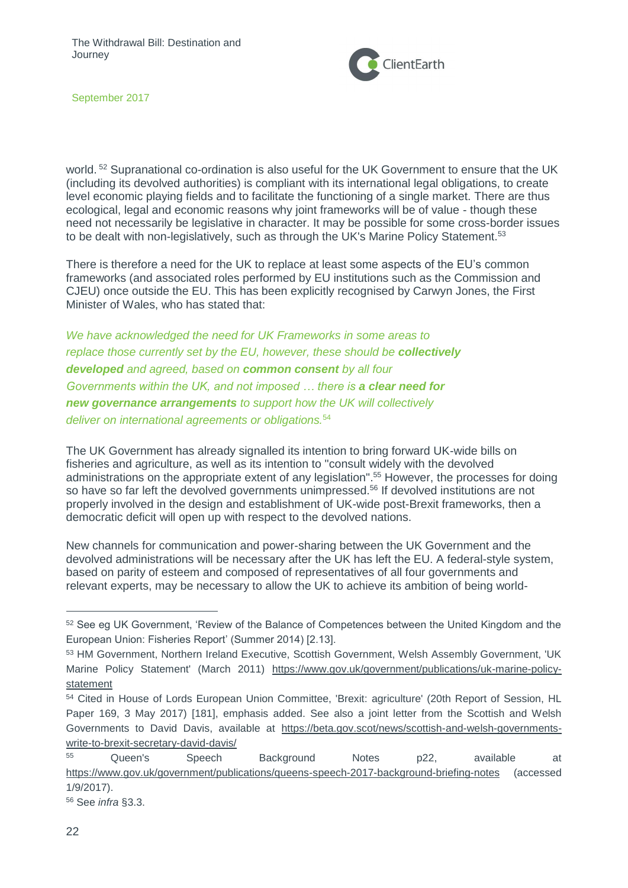world.[52] Supranational co-ordination is also useful for the UK Government to ensure that the UK (including its devolved authorities) is compliant with its international legal obligations, to create level economic playing fields and to facilitate the functioning of a single market. There are thus ecological, legal and economic reasons why joint frameworks will be of value - though these need not necessarily be legislative in character. It may be possible for some cross-border issues to be dealt with non-legislatively, such as through the UK's Marine Policy Statement.[53]

There is therefore a need for the UK to replace at least some aspects of the EU's common frameworks (and associated roles performed by EU institutions such as the Commission and CJEU) once outside the EU. This has been explicitly recognised by Carwyn Jones, the First Minister of Wales, who has stated that:

> *We have acknowledged the need for UK Frameworks in some areas to replace those currently set by the EU, however, these should be **collectively developed** and agreed, based on **common consent** by all four Governments within the UK, and not imposed … there is **a clear need for new governance arrangements** to support how the UK will collectively deliver on international agreements or obligations.*[54]

The UK Government has already signalled its intention to bring forward UK-wide bills on fisheries and agriculture, as well as its intention to "consult widely with the devolved administrations on the appropriate extent of any legislation".[55] However, the processes for doing so have so far left the devolved governments unimpressed.[56] If devolved institutions are not properly involved in the design and establishment of UK-wide post-Brexit frameworks, then a democratic deficit will open up with respect to the devolved nations.

New channels for communication and power-sharing between the UK Government and the devolved administrations will be necessary after the UK has left the EU. A federal-style system, based on parity of esteem and composed of representatives of all four governments and relevant experts, may be necessary to allow the UK to achieve its ambition of being world-

---

[52] See eg UK Government, 'Review of the Balance of Competences between the United Kingdom and the European Union: Fisheries Report' (Summer 2014) [2.13].

[53] HM Government, Northern Ireland Executive, Scottish Government, Welsh Assembly Government, 'UK Marine Policy Statement' (March 2011) https://www.gov.uk/government/publications/uk-marine-policy-statement

[54] Cited in House of Lords European Union Committee, 'Brexit: agriculture' (20th Report of Session, HL Paper 169, 3 May 2017) [181], emphasis added. See also a joint letter from the Scottish and Welsh Governments to David Davis, available at https://beta.gov.scot/news/scottish-and-welsh-governments-write-to-brexit-secretary-david-davis/

[55] Queen's Speech Background Notes p22, available at https://www.gov.uk/government/publications/queens-speech-2017-background-briefing-notes (accessed 1/9/2017).

[56] See *infra* §3.3.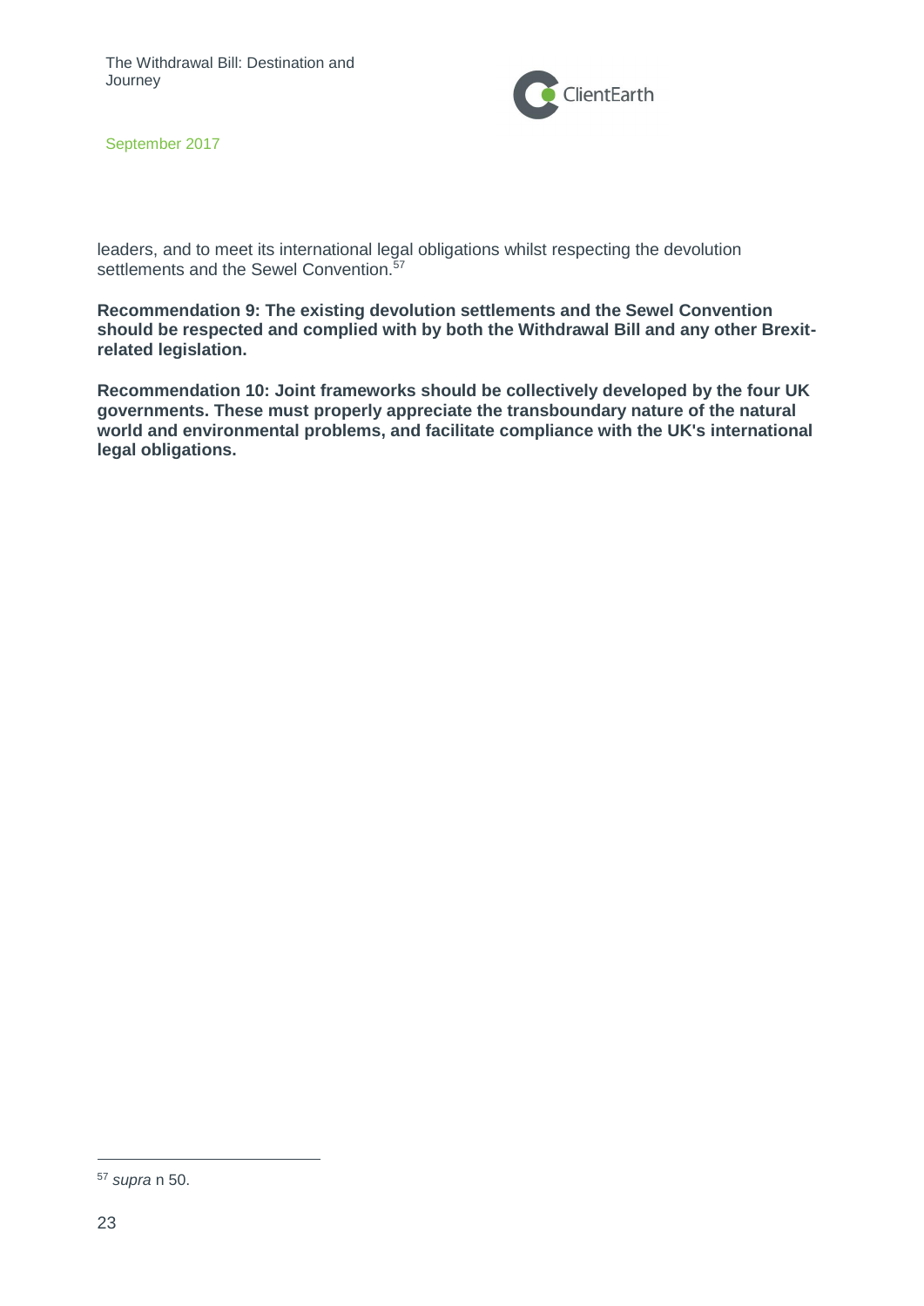leaders, and to meet its international legal obligations whilst respecting the devolution settlements and the Sewel Convention.[57]

**Recommendation 9: The existing devolution settlements and the Sewel Convention should be respected and complied with by both the Withdrawal Bill and any other Brexit-related legislation.**

**Recommendation 10: Joint frameworks should be collectively developed by the four UK governments. These must properly appreciate the transboundary nature of the natural world and environmental problems, and facilitate compliance with the UK's international legal obligations.**

---

[57] *supra* n 50.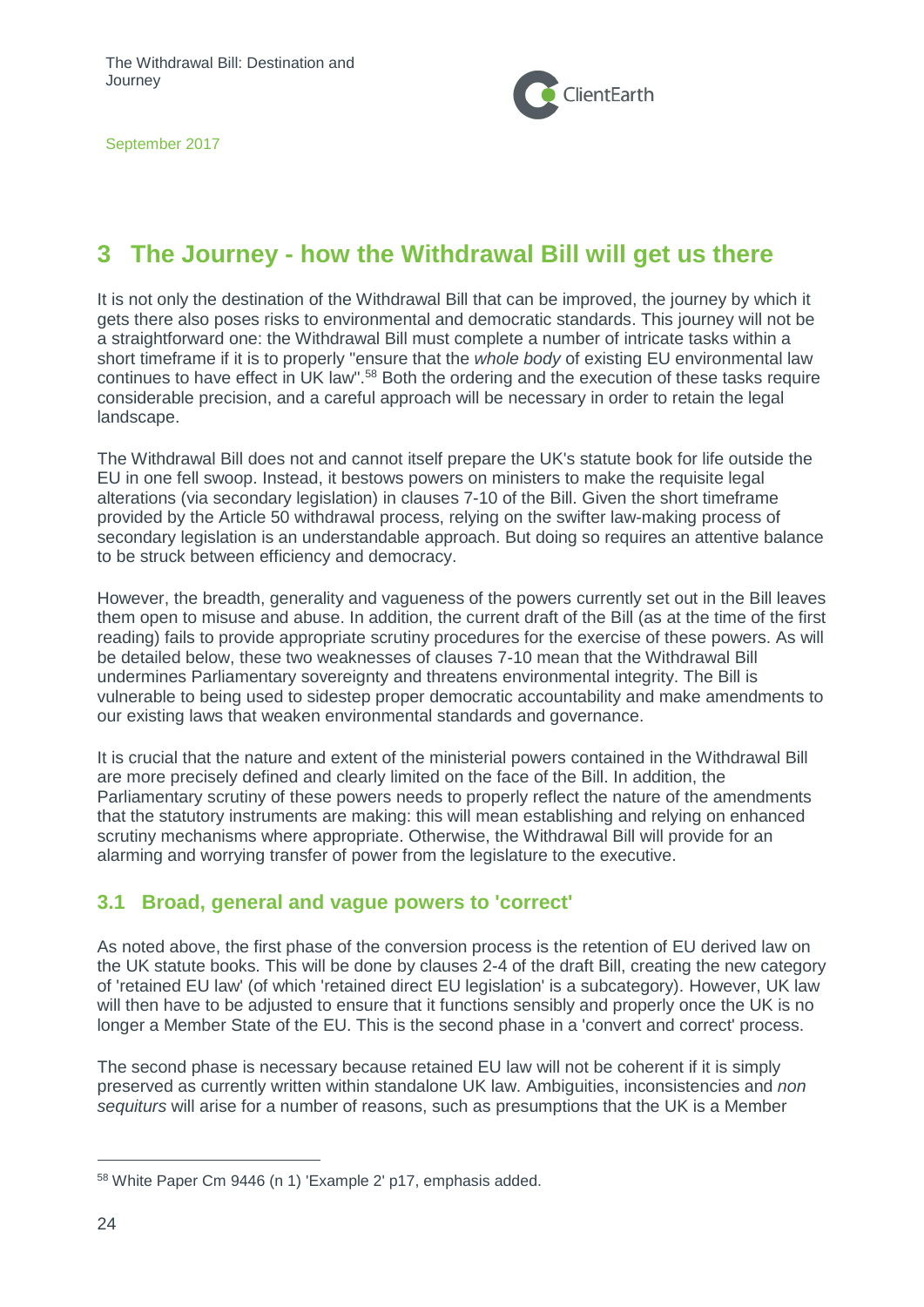# 3 The Journey - how the Withdrawal Bill will get us there

It is not only the destination of the Withdrawal Bill that can be improved, the journey by which it gets there also poses risks to environmental and democratic standards. This journey will not be a straightforward one: the Withdrawal Bill must complete a number of intricate tasks within a short timeframe if it is to properly "ensure that the *whole body* of existing EU environmental law continues to have effect in UK law".[58] Both the ordering and the execution of these tasks require considerable precision, and a careful approach will be necessary in order to retain the legal landscape.

The Withdrawal Bill does not and cannot itself prepare the UK's statute book for life outside the EU in one fell swoop. Instead, it bestows powers on ministers to make the requisite legal alterations (via secondary legislation) in clauses 7-10 of the Bill. Given the short timeframe provided by the Article 50 withdrawal process, relying on the swifter law-making process of secondary legislation is an understandable approach. But doing so requires an attentive balance to be struck between efficiency and democracy.

However, the breadth, generality and vagueness of the powers currently set out in the Bill leaves them open to misuse and abuse. In addition, the current draft of the Bill (as at the time of the first reading) fails to provide appropriate scrutiny procedures for the exercise of these powers. As will be detailed below, these two weaknesses of clauses 7-10 mean that the Withdrawal Bill undermines Parliamentary sovereignty and threatens environmental integrity. The Bill is vulnerable to being used to sidestep proper democratic accountability and make amendments to our existing laws that weaken environmental standards and governance.

It is crucial that the nature and extent of the ministerial powers contained in the Withdrawal Bill are more precisely defined and clearly limited on the face of the Bill. In addition, the Parliamentary scrutiny of these powers needs to properly reflect the nature of the amendments that the statutory instruments are making: this will mean establishing and relying on enhanced scrutiny mechanisms where appropriate. Otherwise, the Withdrawal Bill will provide for an alarming and worrying transfer of power from the legislature to the executive.

## 3.1 Broad, general and vague powers to 'correct'

As noted above, the first phase of the conversion process is the retention of EU derived law on the UK statute books. This will be done by clauses 2-4 of the draft Bill, creating the new category of 'retained EU law' (of which 'retained direct EU legislation' is a subcategory). However, UK law will then have to be adjusted to ensure that it functions sensibly and properly once the UK is no longer a Member State of the EU. This is the second phase in a 'convert and correct' process.

The second phase is necessary because retained EU law will not be coherent if it is simply preserved as currently written within standalone UK law. Ambiguities, inconsistencies and *non sequiturs* will arise for a number of reasons, such as presumptions that the UK is a Member

[58] White Paper Cm 9446 (n 1) 'Example 2' p17, emphasis added.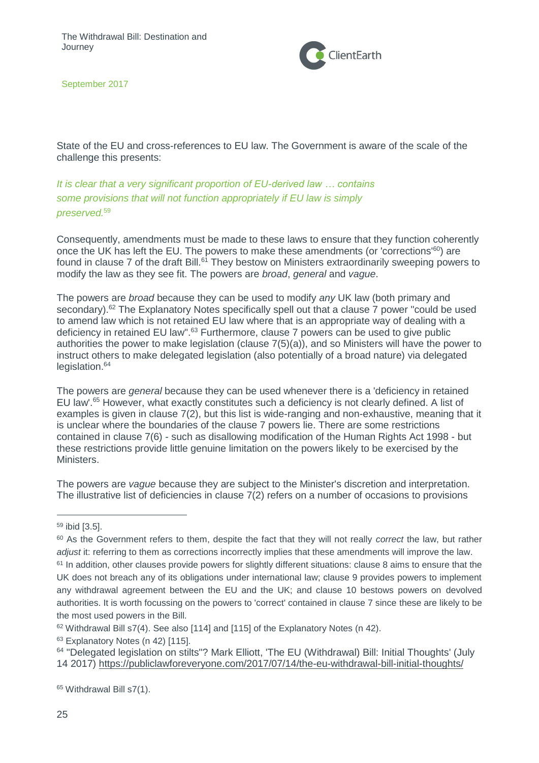State of the EU and cross-references to EU law. The Government is aware of the scale of the challenge this presents:

> *It is clear that a very significant proportion of EU-derived law … contains some provisions that will not function appropriately if EU law is simply preserved.*[59]

Consequently, amendments must be made to these laws to ensure that they function coherently once the UK has left the EU. The powers to make these amendments (or 'corrections'[60]) are found in clause 7 of the draft Bill.[61] They bestow on Ministers extraordinarily sweeping powers to modify the law as they see fit. The powers are *broad*, *general* and *vague*.

The powers are *broad* because they can be used to modify *any* UK law (both primary and secondary).[62] The Explanatory Notes specifically spell out that a clause 7 power "could be used to amend law which is not retained EU law where that is an appropriate way of dealing with a deficiency in retained EU law".[63] Furthermore, clause 7 powers can be used to give public authorities the power to make legislation (clause 7(5)(a)), and so Ministers will have the power to instruct others to make delegated legislation (also potentially of a broad nature) via delegated legislation.[64]

The powers are *general* because they can be used whenever there is a 'deficiency in retained EU law'.[65] However, what exactly constitutes such a deficiency is not clearly defined. A list of examples is given in clause 7(2), but this list is wide-ranging and non-exhaustive, meaning that it is unclear where the boundaries of the clause 7 powers lie. There are some restrictions contained in clause 7(6) - such as disallowing modification of the Human Rights Act 1998 - but these restrictions provide little genuine limitation on the powers likely to be exercised by the Ministers.

The powers are *vague* because they are subject to the Minister's discretion and interpretation. The illustrative list of deficiencies in clause 7(2) refers on a number of occasions to provisions

---

[59] ibid [3.5].

[60] As the Government refers to them, despite the fact that they will not really *correct* the law, but rather *adjust* it: referring to them as corrections incorrectly implies that these amendments will improve the law.

[61] In addition, other clauses provide powers for slightly different situations: clause 8 aims to ensure that the UK does not breach any of its obligations under international law; clause 9 provides powers to implement any withdrawal agreement between the EU and the UK; and clause 10 bestows powers on devolved authorities. It is worth focussing on the powers to 'correct' contained in clause 7 since these are likely to be the most used powers in the Bill.

[62] Withdrawal Bill s7(4). See also [114] and [115] of the Explanatory Notes (n 42).

[63] Explanatory Notes (n 42) [115].

[64] "Delegated legislation on stilts"? Mark Elliott, 'The EU (Withdrawal) Bill: Initial Thoughts' (July 14 2017) https://publiclawforeveryone.com/2017/07/14/the-eu-withdrawal-bill-initial-thoughts/

[65] Withdrawal Bill s7(1).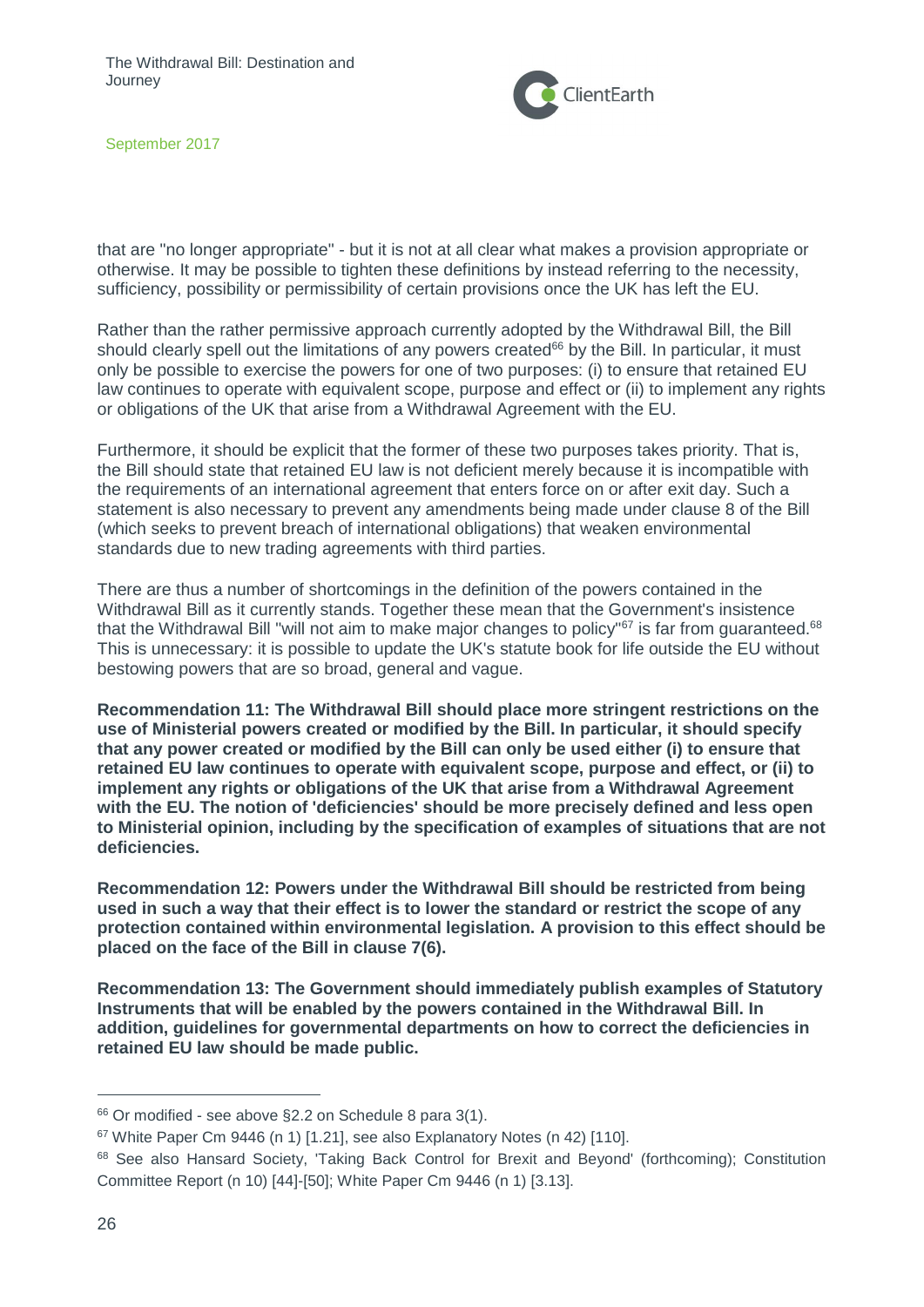that are "no longer appropriate" - but it is not at all clear what makes a provision appropriate or otherwise. It may be possible to tighten these definitions by instead referring to the necessity, sufficiency, possibility or permissibility of certain provisions once the UK has left the EU.

Rather than the rather permissive approach currently adopted by the Withdrawal Bill, the Bill should clearly spell out the limitations of any powers created[66] by the Bill. In particular, it must only be possible to exercise the powers for one of two purposes: (i) to ensure that retained EU law continues to operate with equivalent scope, purpose and effect or (ii) to implement any rights or obligations of the UK that arise from a Withdrawal Agreement with the EU.

Furthermore, it should be explicit that the former of these two purposes takes priority. That is, the Bill should state that retained EU law is not deficient merely because it is incompatible with the requirements of an international agreement that enters force on or after exit day. Such a statement is also necessary to prevent any amendments being made under clause 8 of the Bill (which seeks to prevent breach of international obligations) that weaken environmental standards due to new trading agreements with third parties.

There are thus a number of shortcomings in the definition of the powers contained in the Withdrawal Bill as it currently stands. Together these mean that the Government's insistence that the Withdrawal Bill "will not aim to make major changes to policy"[67] is far from guaranteed.[68] This is unnecessary: it is possible to update the UK's statute book for life outside the EU without bestowing powers that are so broad, general and vague.

**Recommendation 11: The Withdrawal Bill should place more stringent restrictions on the use of Ministerial powers created or modified by the Bill. In particular, it should specify that any power created or modified by the Bill can only be used either (i) to ensure that retained EU law continues to operate with equivalent scope, purpose and effect, or (ii) to implement any rights or obligations of the UK that arise from a Withdrawal Agreement with the EU. The notion of 'deficiencies' should be more precisely defined and less open to Ministerial opinion, including by the specification of examples of situations that are not deficiencies.**

**Recommendation 12: Powers under the Withdrawal Bill should be restricted from being used in such a way that their effect is to lower the standard or restrict the scope of any protection contained within environmental legislation. A provision to this effect should be placed on the face of the Bill in clause 7(6).**

**Recommendation 13: The Government should immediately publish examples of Statutory Instruments that will be enabled by the powers contained in the Withdrawal Bill. In addition, guidelines for governmental departments on how to correct the deficiencies in retained EU law should be made public.**

---

[66] Or modified - see above §2.2 on Schedule 8 para 3(1).

[67] White Paper Cm 9446 (n 1) [1.21], see also Explanatory Notes (n 42) [110].

[68] See also Hansard Society, 'Taking Back Control for Brexit and Beyond' (forthcoming); Constitution Committee Report (n 10) [44]-[50]; White Paper Cm 9446 (n 1) [3.13].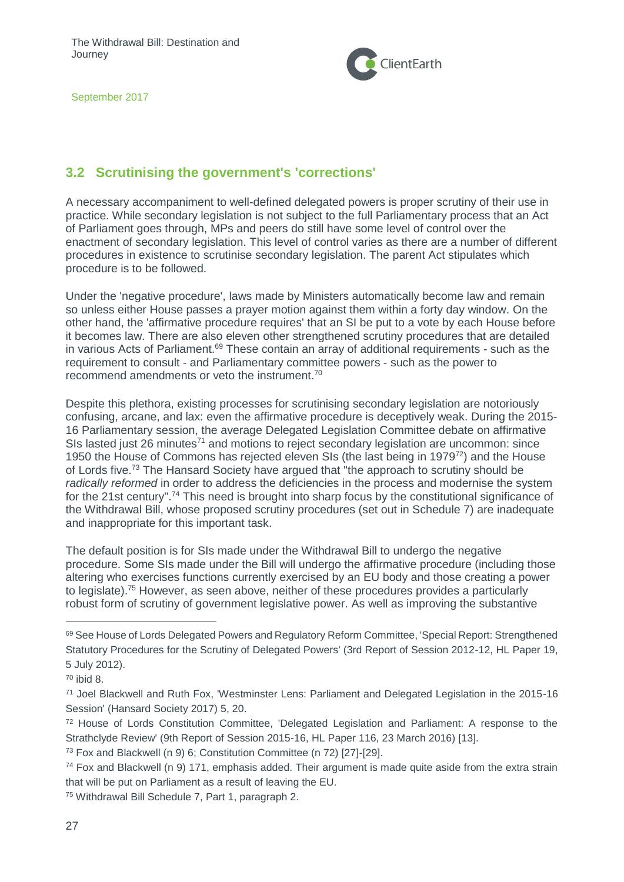## 3.2 Scrutinising the government's 'corrections'

A necessary accompaniment to well-defined delegated powers is proper scrutiny of their use in practice. While secondary legislation is not subject to the full Parliamentary process that an Act of Parliament goes through, MPs and peers do still have some level of control over the enactment of secondary legislation. This level of control varies as there are a number of different procedures in existence to scrutinise secondary legislation. The parent Act stipulates which procedure is to be followed.

Under the 'negative procedure', laws made by Ministers automatically become law and remain so unless either House passes a prayer motion against them within a forty day window. On the other hand, the 'affirmative procedure requires' that an SI be put to a vote by each House before it becomes law. There are also eleven other strengthened scrutiny procedures that are detailed in various Acts of Parliament.[69] These contain an array of additional requirements - such as the requirement to consult - and Parliamentary committee powers - such as the power to recommend amendments or veto the instrument.[70]

Despite this plethora, existing processes for scrutinising secondary legislation are notoriously confusing, arcane, and lax: even the affirmative procedure is deceptively weak. During the 2015-16 Parliamentary session, the average Delegated Legislation Committee debate on affirmative SIs lasted just 26 minutes[71] and motions to reject secondary legislation are uncommon: since 1950 the House of Commons has rejected eleven SIs (the last being in 1979[72]) and the House of Lords five.[73] The Hansard Society have argued that "the approach to scrutiny should be *radically reformed* in order to address the deficiencies in the process and modernise the system for the 21st century".[74] This need is brought into sharp focus by the constitutional significance of the Withdrawal Bill, whose proposed scrutiny procedures (set out in Schedule 7) are inadequate and inappropriate for this important task.

The default position is for SIs made under the Withdrawal Bill to undergo the negative procedure. Some SIs made under the Bill will undergo the affirmative procedure (including those altering who exercises functions currently exercised by an EU body and those creating a power to legislate).[75] However, as seen above, neither of these procedures provides a particularly robust form of scrutiny of government legislative power. As well as improving the substantive

---

[69] See House of Lords Delegated Powers and Regulatory Reform Committee, 'Special Report: Strengthened Statutory Procedures for the Scrutiny of Delegated Powers' (3rd Report of Session 2012-12, HL Paper 19, 5 July 2012).

[70] ibid 8.

[71] Joel Blackwell and Ruth Fox, 'Westminster Lens: Parliament and Delegated Legislation in the 2015-16 Session' (Hansard Society 2017) 5, 20.

[72] House of Lords Constitution Committee, 'Delegated Legislation and Parliament: A response to the Strathclyde Review' (9th Report of Session 2015-16, HL Paper 116, 23 March 2016) [13].

[73] Fox and Blackwell (n 9) 6; Constitution Committee (n 72) [27]-[29].

[74] Fox and Blackwell (n 9) 171, emphasis added. Their argument is made quite aside from the extra strain that will be put on Parliament as a result of leaving the EU.

[75] Withdrawal Bill Schedule 7, Part 1, paragraph 2.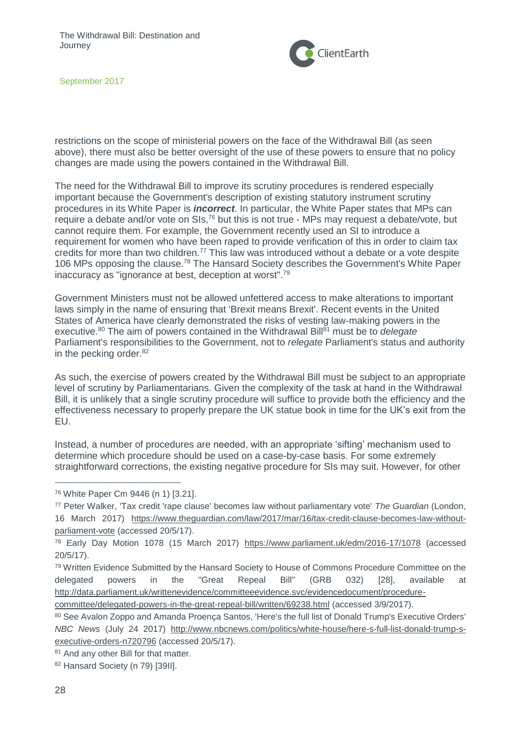restrictions on the scope of ministerial powers on the face of the Withdrawal Bill (as seen above), there must also be better oversight of the use of these powers to ensure that no policy changes are made using the powers contained in the Withdrawal Bill.

The need for the Withdrawal Bill to improve its scrutiny procedures is rendered especially important because the Government's description of existing statutory instrument scrutiny procedures in its White Paper is ***incorrect***. In particular, the White Paper states that MPs can require a debate and/or vote on SIs,[76] but this is not true - MPs may request a debate/vote, but cannot require them. For example, the Government recently used an SI to introduce a requirement for women who have been raped to provide verification of this in order to claim tax credits for more than two children.[77] This law was introduced without a debate or a vote despite 106 MPs opposing the clause.[78] The Hansard Society describes the Government's White Paper inaccuracy as "ignorance at best, deception at worst".[79]

Government Ministers must not be allowed unfettered access to make alterations to important laws simply in the name of ensuring that 'Brexit means Brexit'. Recent events in the United States of America have clearly demonstrated the risks of vesting law-making powers in the executive.[80] The aim of powers contained in the Withdrawal Bill[81] must be to *delegate* Parliament's responsibilities to the Government, not to *relegate* Parliament's status and authority in the pecking order.[82]

As such, the exercise of powers created by the Withdrawal Bill must be subject to an appropriate level of scrutiny by Parliamentarians. Given the complexity of the task at hand in the Withdrawal Bill, it is unlikely that a single scrutiny procedure will suffice to provide both the efficiency and the effectiveness necessary to properly prepare the UK statue book in time for the UK's exit from the EU.

Instead, a number of procedures are needed, with an appropriate 'sifting' mechanism used to determine which procedure should be used on a case-by-case basis. For some extremely straightforward corrections, the existing negative procedure for SIs may suit. However, for other

---

[76] White Paper Cm 9446 (n 1) [3.21].

[77] Peter Walker, 'Tax credit 'rape clause' becomes law without parliamentary vote' *The Guardian* (London, 16 March 2017) https://www.theguardian.com/law/2017/mar/16/tax-credit-clause-becomes-law-without-parliament-vote (accessed 20/5/17).

[78] Early Day Motion 1078 (15 March 2017) https://www.parliament.uk/edm/2016-17/1078 (accessed 20/5/17).

[79] Written Evidence Submitted by the Hansard Society to House of Commons Procedure Committee on the delegated powers in the "Great Repeal Bill" (GRB 032) [28], available at http://data.parliament.uk/writtenevidence/committeeevidence.svc/evidencedocument/procedure-committee/delegated-powers-in-the-great-repeal-bill/written/69238.html (accessed 3/9/2017).

[80] See Avalon Zoppo and Amanda Proença Santos, 'Here's the full list of Donald Trump's Executive Orders' *NBC News* (July 24 2017) http://www.nbcnews.com/politics/white-house/here-s-full-list-donald-trump-s-executive-orders-n720796 (accessed 20/5/17).

[81] And any other Bill for that matter.

[82] Hansard Society (n 79) [39II].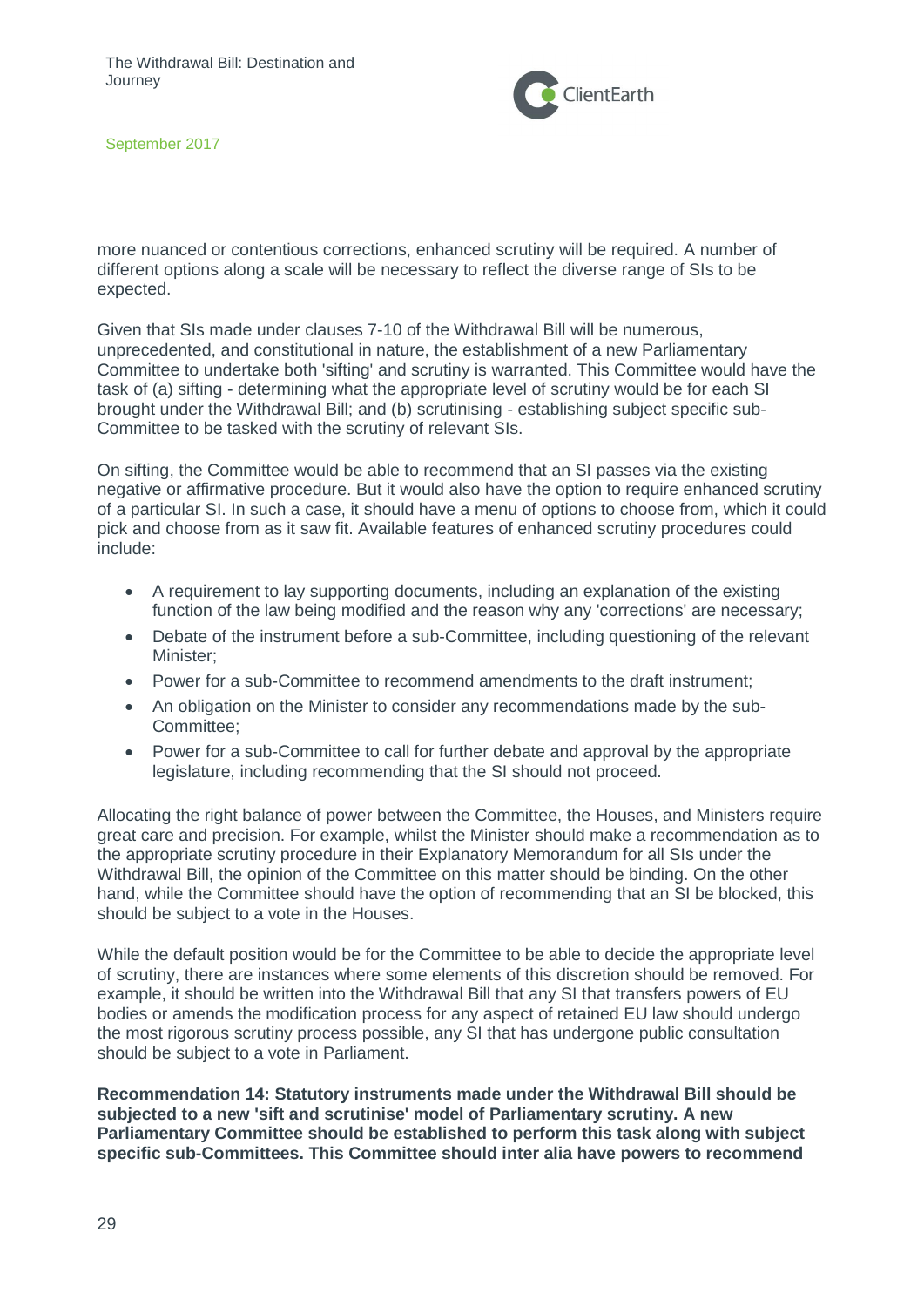more nuanced or contentious corrections, enhanced scrutiny will be required. A number of different options along a scale will be necessary to reflect the diverse range of SIs to be expected.

Given that SIs made under clauses 7-10 of the Withdrawal Bill will be numerous, unprecedented, and constitutional in nature, the establishment of a new Parliamentary Committee to undertake both 'sifting' and scrutiny is warranted. This Committee would have the task of (a) sifting - determining what the appropriate level of scrutiny would be for each SI brought under the Withdrawal Bill; and (b) scrutinising - establishing subject specific sub-Committee to be tasked with the scrutiny of relevant SIs.

On sifting, the Committee would be able to recommend that an SI passes via the existing negative or affirmative procedure. But it would also have the option to require enhanced scrutiny of a particular SI. In such a case, it should have a menu of options to choose from, which it could pick and choose from as it saw fit. Available features of enhanced scrutiny procedures could include:

- A requirement to lay supporting documents, including an explanation of the existing function of the law being modified and the reason why any 'corrections' are necessary;
- Debate of the instrument before a sub-Committee, including questioning of the relevant Minister;
- Power for a sub-Committee to recommend amendments to the draft instrument;
- An obligation on the Minister to consider any recommendations made by the sub-Committee;
- Power for a sub-Committee to call for further debate and approval by the appropriate legislature, including recommending that the SI should not proceed.

Allocating the right balance of power between the Committee, the Houses, and Ministers require great care and precision. For example, whilst the Minister should make a recommendation as to the appropriate scrutiny procedure in their Explanatory Memorandum for all SIs under the Withdrawal Bill, the opinion of the Committee on this matter should be binding. On the other hand, while the Committee should have the option of recommending that an SI be blocked, this should be subject to a vote in the Houses.

While the default position would be for the Committee to be able to decide the appropriate level of scrutiny, there are instances where some elements of this discretion should be removed. For example, it should be written into the Withdrawal Bill that any SI that transfers powers of EU bodies or amends the modification process for any aspect of retained EU law should undergo the most rigorous scrutiny process possible, any SI that has undergone public consultation should be subject to a vote in Parliament.

**Recommendation 14: Statutory instruments made under the Withdrawal Bill should be subjected to a new 'sift and scrutinise' model of Parliamentary scrutiny. A new Parliamentary Committee should be established to perform this task along with subject specific sub-Committees. This Committee should inter alia have powers to recommend**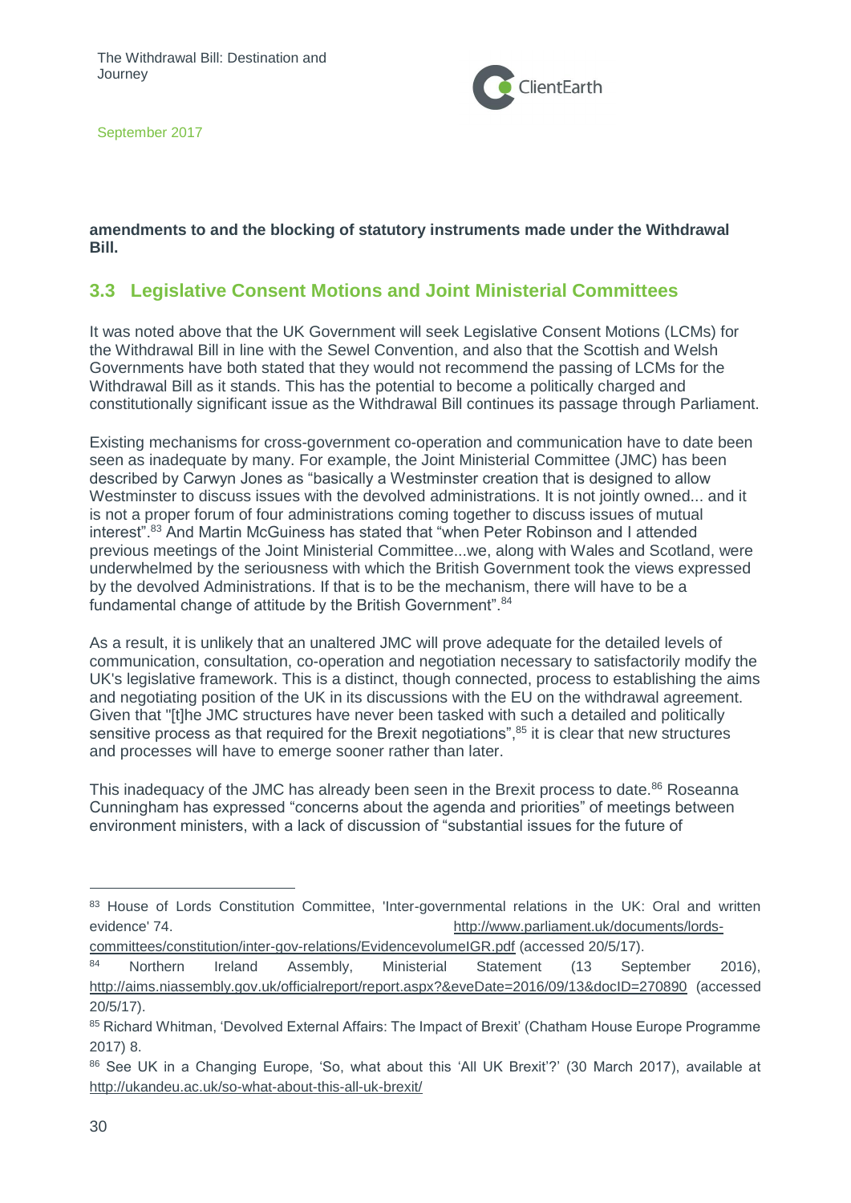**amendments to and the blocking of statutory instruments made under the Withdrawal Bill.**

## 3.3 Legislative Consent Motions and Joint Ministerial Committees

It was noted above that the UK Government will seek Legislative Consent Motions (LCMs) for the Withdrawal Bill in line with the Sewel Convention, and also that the Scottish and Welsh Governments have both stated that they would not recommend the passing of LCMs for the Withdrawal Bill as it stands. This has the potential to become a politically charged and constitutionally significant issue as the Withdrawal Bill continues its passage through Parliament.

Existing mechanisms for cross-government co-operation and communication have to date been seen as inadequate by many. For example, the Joint Ministerial Committee (JMC) has been described by Carwyn Jones as "basically a Westminster creation that is designed to allow Westminster to discuss issues with the devolved administrations. It is not jointly owned... and it is not a proper forum of four administrations coming together to discuss issues of mutual interest".[83] And Martin McGuiness has stated that "when Peter Robinson and I attended previous meetings of the Joint Ministerial Committee...we, along with Wales and Scotland, were underwhelmed by the seriousness with which the British Government took the views expressed by the devolved Administrations. If that is to be the mechanism, there will have to be a fundamental change of attitude by the British Government".[84]

As a result, it is unlikely that an unaltered JMC will prove adequate for the detailed levels of communication, consultation, co-operation and negotiation necessary to satisfactorily modify the UK's legislative framework. This is a distinct, though connected, process to establishing the aims and negotiating position of the UK in its discussions with the EU on the withdrawal agreement. Given that "[t]he JMC structures have never been tasked with such a detailed and politically sensitive process as that required for the Brexit negotiations",[85] it is clear that new structures and processes will have to emerge sooner rather than later.

This inadequacy of the JMC has already been seen in the Brexit process to date.[86] Roseanna Cunningham has expressed "concerns about the agenda and priorities" of meetings between environment ministers, with a lack of discussion of "substantial issues for the future of

---

[83] House of Lords Constitution Committee, 'Inter-governmental relations in the UK: Oral and written evidence' 74. http://www.parliament.uk/documents/lords-committees/constitution/inter-gov-relations/EvidencevolumeIGR.pdf (accessed 20/5/17).

[84] Northern Ireland Assembly, Ministerial Statement (13 September 2016), http://aims.niassembly.gov.uk/officialreport/report.aspx?&eveDate=2016/09/13&docID=270890 (accessed 20/5/17).

[85] Richard Whitman, 'Devolved External Affairs: The Impact of Brexit' (Chatham House Europe Programme 2017) 8.

[86] See UK in a Changing Europe, 'So, what about this 'All UK Brexit'?' (30 March 2017), available at http://ukandeu.ac.uk/so-what-about-this-all-uk-brexit/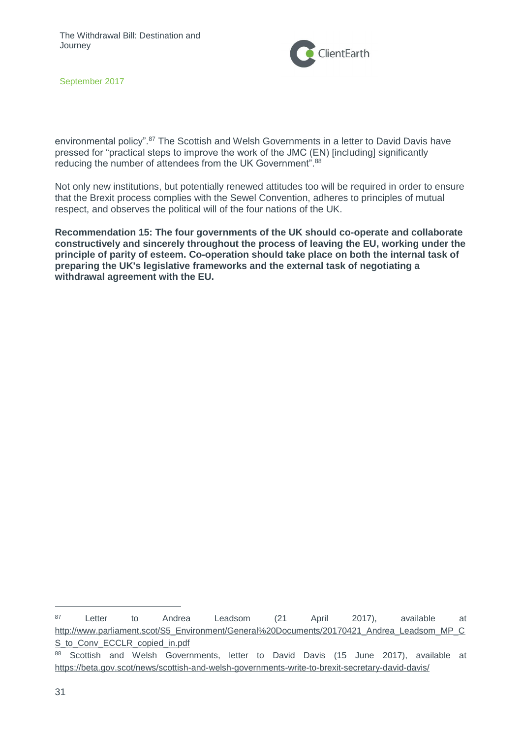environmental policy”.[87] The Scottish and Welsh Governments in a letter to David Davis have pressed for “practical steps to improve the work of the JMC (EN) [including] significantly reducing the number of attendees from the UK Government”.[88]

Not only new institutions, but potentially renewed attitudes too will be required in order to ensure that the Brexit process complies with the Sewel Convention, adheres to principles of mutual respect, and observes the political will of the four nations of the UK.

**Recommendation 15: The four governments of the UK should co-operate and collaborate constructively and sincerely throughout the process of leaving the EU, working under the principle of parity of esteem. Co-operation should take place on both the internal task of preparing the UK's legislative frameworks and the external task of negotiating a withdrawal agreement with the EU.**

---

[87] Letter to Andrea Leadsom (21 April 2017), available at http://www.parliament.scot/S5_Environment/General%20Documents/20170421_Andrea_Leadsom_MP_CS_to_Conv_ECCLR_copied_in.pdf

[88] Scottish and Welsh Governments, letter to David Davis (15 June 2017), available at https://beta.gov.scot/news/scottish-and-welsh-governments-write-to-brexit-secretary-david-davis/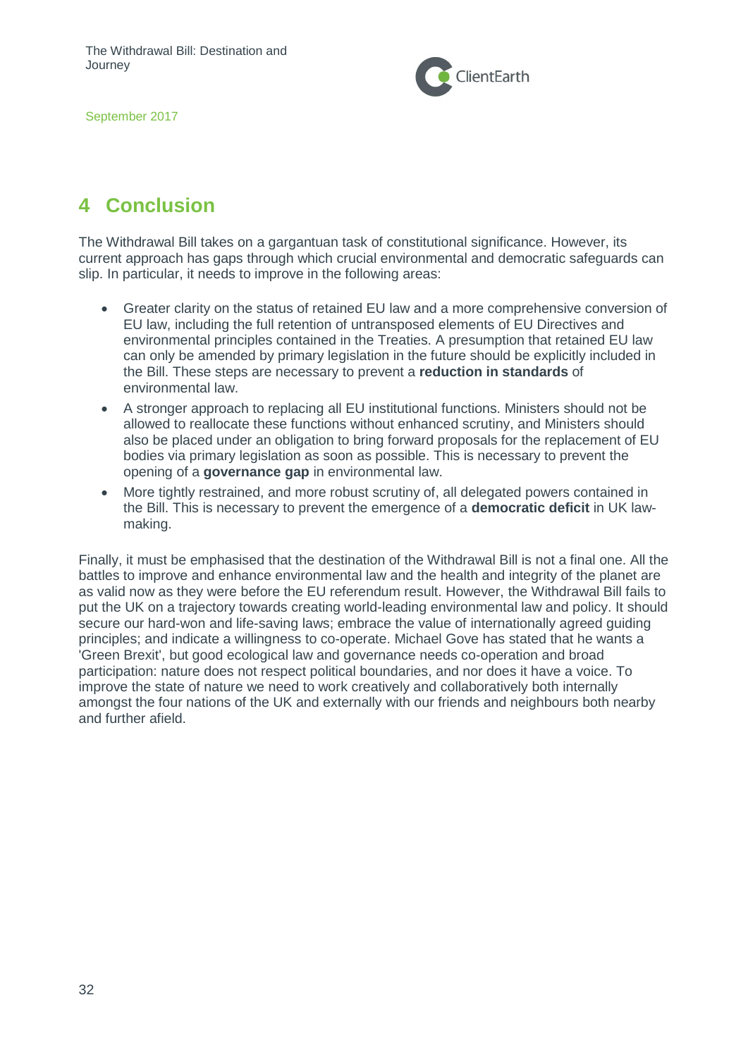# 4 Conclusion

The Withdrawal Bill takes on a gargantuan task of constitutional significance. However, its current approach has gaps through which crucial environmental and democratic safeguards can slip. In particular, it needs to improve in the following areas:

- Greater clarity on the status of retained EU law and a more comprehensive conversion of EU law, including the full retention of untransposed elements of EU Directives and environmental principles contained in the Treaties. A presumption that retained EU law can only be amended by primary legislation in the future should be explicitly included in the Bill. These steps are necessary to prevent a **reduction in standards** of environmental law.
- A stronger approach to replacing all EU institutional functions. Ministers should not be allowed to reallocate these functions without enhanced scrutiny, and Ministers should also be placed under an obligation to bring forward proposals for the replacement of EU bodies via primary legislation as soon as possible. This is necessary to prevent the opening of a **governance gap** in environmental law.
- More tightly restrained, and more robust scrutiny of, all delegated powers contained in the Bill. This is necessary to prevent the emergence of a **democratic deficit** in UK law-making.

Finally, it must be emphasised that the destination of the Withdrawal Bill is not a final one. All the battles to improve and enhance environmental law and the health and integrity of the planet are as valid now as they were before the EU referendum result. However, the Withdrawal Bill fails to put the UK on a trajectory towards creating world-leading environmental law and policy. It should secure our hard-won and life-saving laws; embrace the value of internationally agreed guiding principles; and indicate a willingness to co-operate. Michael Gove has stated that he wants a 'Green Brexit', but good ecological law and governance needs co-operation and broad participation: nature does not respect political boundaries, and nor does it have a voice. To improve the state of nature we need to work creatively and collaboratively both internally amongst the four nations of the UK and externally with our friends and neighbours both nearby and further afield.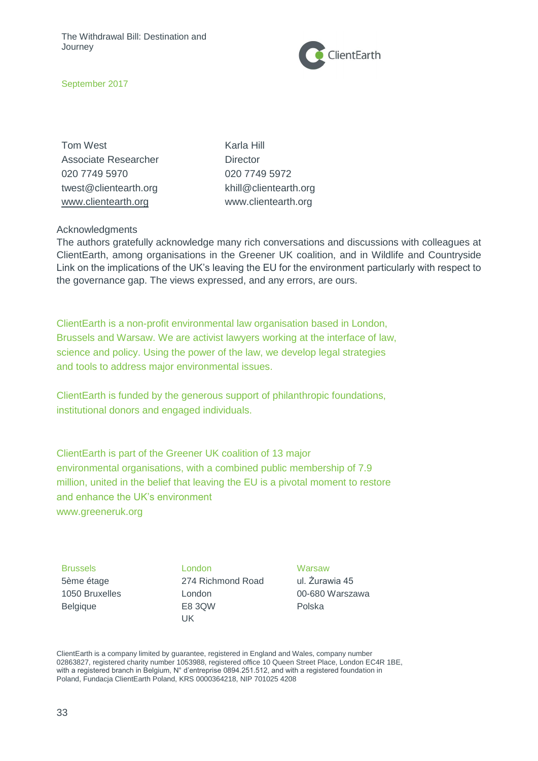The Withdrawal Bill: Destination and Journey

ClientEarth

September 2017

Tom West
Associate Researcher
020 7749 5970
twest@clientearth.org
www.clientearth.org

Karla Hill
Director
020 7749 5972
khill@clientearth.org
www.clientearth.org

Acknowledgments

The authors gratefully acknowledge many rich conversations and discussions with colleagues at ClientEarth, among organisations in the Greener UK coalition, and in Wildlife and Countryside Link on the implications of the UK's leaving the EU for the environment particularly with respect to the governance gap. The views expressed, and any errors, are ours.

ClientEarth is a non-profit environmental law organisation based in London, Brussels and Warsaw. We are activist lawyers working at the interface of law, science and policy. Using the power of the law, we develop legal strategies and tools to address major environmental issues.

ClientEarth is funded by the generous support of philanthropic foundations, institutional donors and engaged individuals.

ClientEarth is part of the Greener UK coalition of 13 major environmental organisations, with a combined public membership of 7.9 million, united in the belief that leaving the EU is a pivotal moment to restore and enhance the UK's environment
www.greeneruk.org

Brussels
5ème étage
1050 Bruxelles
Belgique

London
274 Richmond Road
London
E8 3QW
UK

Warsaw
ul. Żurawia 45
00-680 Warszawa
Polska

ClientEarth is a company limited by guarantee, registered in England and Wales, company number 02863827, registered charity number 1053988, registered office 10 Queen Street Place, London EC4R 1BE, with a registered branch in Belgium, N° d'entreprise 0894.251.512, and with a registered foundation in Poland, Fundacja ClientEarth Poland, KRS 0000364218, NIP 701025 4208